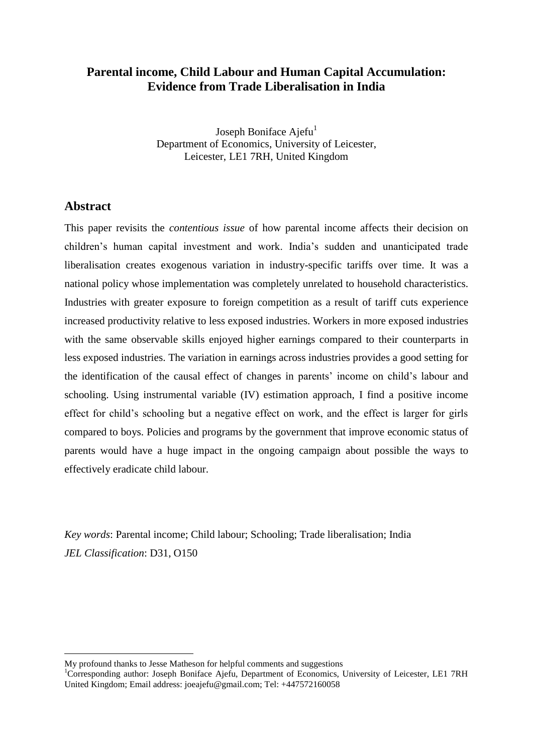# Parental income, Child Labour and Human Capital Accumulation: Evidence from Trade Liberalisation in India

Joseph Boniface Ajefu[1]
Department of Economics, University of Leicester,
Leicester, LE1 7RH, United Kingdom

## Abstract

This paper revisits the *contentious issue* of how parental income affects their decision on children's human capital investment and work. India's sudden and unanticipated trade liberalisation creates exogenous variation in industry-specific tariffs over time. It was a national policy whose implementation was completely unrelated to household characteristics. Industries with greater exposure to foreign competition as a result of tariff cuts experience increased productivity relative to less exposed industries. Workers in more exposed industries with the same observable skills enjoyed higher earnings compared to their counterparts in less exposed industries. The variation in earnings across industries provides a good setting for the identification of the causal effect of changes in parents' income on child's labour and schooling. Using instrumental variable (IV) estimation approach, I find a positive income effect for child's schooling but a negative effect on work, and the effect is larger for girls compared to boys. Policies and programs by the government that improve economic status of parents would have a huge impact in the ongoing campaign about possible the ways to effectively eradicate child labour.

*Key words*: Parental income; Child labour; Schooling; Trade liberalisation; India
*JEL Classification*: D31, O150

---

My profound thanks to Jesse Matheson for helpful comments and suggestions

[1]Corresponding author: Joseph Boniface Ajefu, Department of Economics, University of Leicester, LE1 7RH United Kingdom; Email address: joeajefu@gmail.com; Tel: +447572160058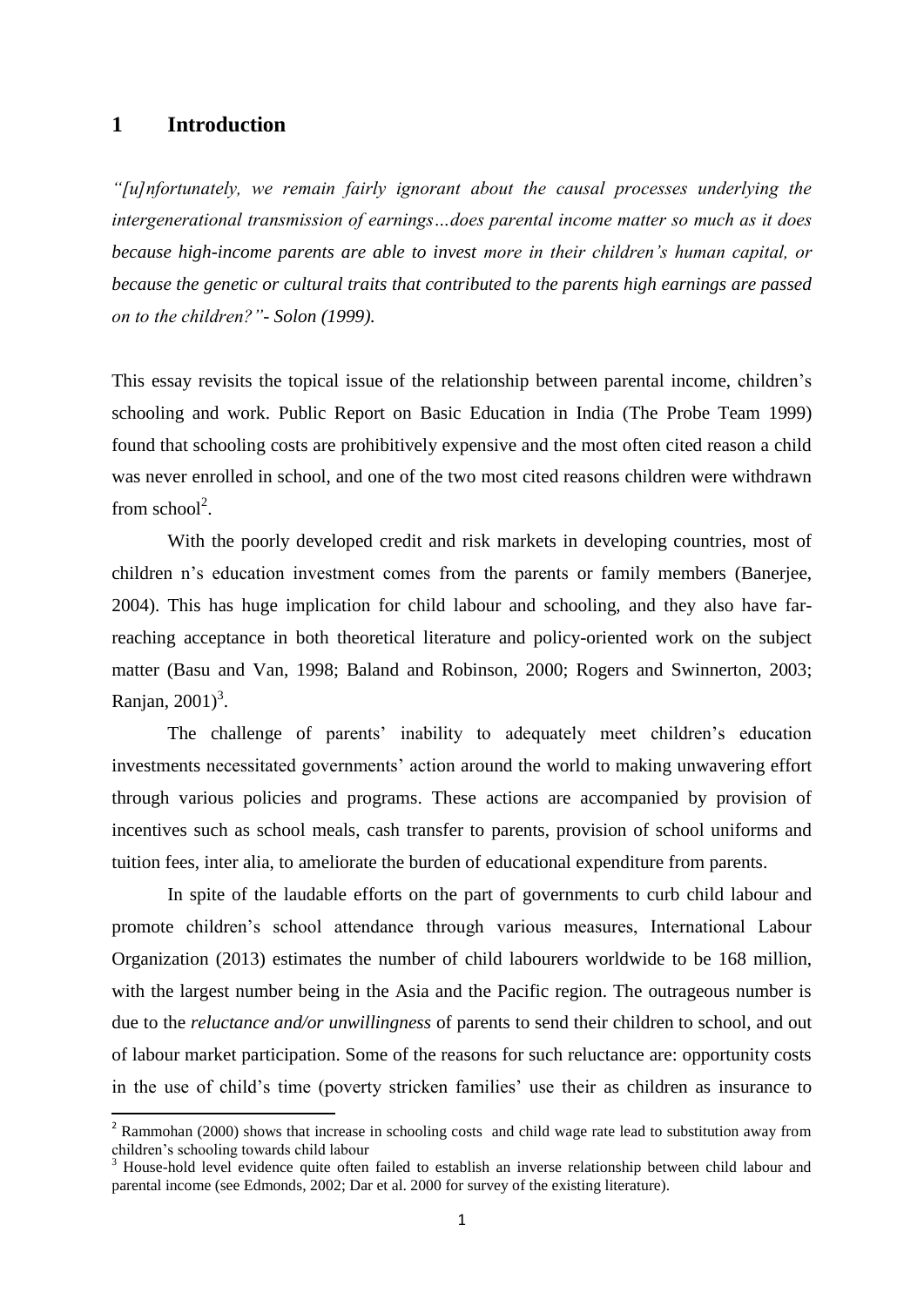## 1 Introduction

*"[u]nfortunately, we remain fairly ignorant about the causal processes underlying the intergenerational transmission of earnings…does parental income matter so much as it does because high-income parents are able to invest more in their children's human capital, or because the genetic or cultural traits that contributed to the parents high earnings are passed on to the children?"- Solon (1999).*

This essay revisits the topical issue of the relationship between parental income, children's schooling and work. Public Report on Basic Education in India (The Probe Team 1999) found that schooling costs are prohibitively expensive and the most often cited reason a child was never enrolled in school, and one of the two most cited reasons children were withdrawn from school[2].

With the poorly developed credit and risk markets in developing countries, most of children n's education investment comes from the parents or family members (Banerjee, 2004). This has huge implication for child labour and schooling, and they also have far-reaching acceptance in both theoretical literature and policy-oriented work on the subject matter (Basu and Van, 1998; Baland and Robinson, 2000; Rogers and Swinnerton, 2003; Ranjan, 2001)[3].

The challenge of parents' inability to adequately meet children's education investments necessitated governments' action around the world to making unwavering effort through various policies and programs. These actions are accompanied by provision of incentives such as school meals, cash transfer to parents, provision of school uniforms and tuition fees, inter alia, to ameliorate the burden of educational expenditure from parents.

In spite of the laudable efforts on the part of governments to curb child labour and promote children's school attendance through various measures, International Labour Organization (2013) estimates the number of child labourers worldwide to be 168 million, with the largest number being in the Asia and the Pacific region. The outrageous number is due to the *reluctance and/or unwillingness* of parents to send their children to school, and out of labour market participation. Some of the reasons for such reluctance are: opportunity costs in the use of child's time (poverty stricken families' use their as children as insurance to

[2] Rammohan (2000) shows that increase in schooling costs and child wage rate lead to substitution away from children's schooling towards child labour

[3] House-hold level evidence quite often failed to establish an inverse relationship between child labour and parental income (see Edmonds, 2002; Dar et al. 2000 for survey of the existing literature).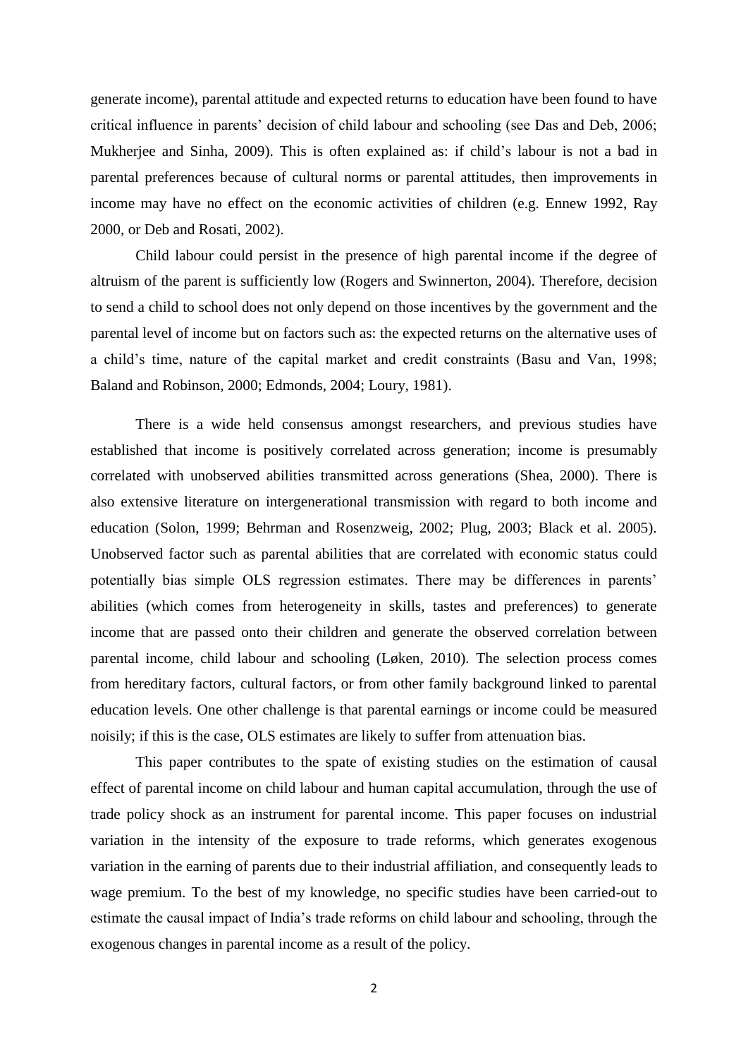generate income), parental attitude and expected returns to education have been found to have critical influence in parents' decision of child labour and schooling (see Das and Deb, 2006; Mukherjee and Sinha, 2009). This is often explained as: if child's labour is not a bad in parental preferences because of cultural norms or parental attitudes, then improvements in income may have no effect on the economic activities of children (e.g. Ennew 1992, Ray 2000, or Deb and Rosati, 2002).

Child labour could persist in the presence of high parental income if the degree of altruism of the parent is sufficiently low (Rogers and Swinnerton, 2004). Therefore, decision to send a child to school does not only depend on those incentives by the government and the parental level of income but on factors such as: the expected returns on the alternative uses of a child's time, nature of the capital market and credit constraints (Basu and Van, 1998; Baland and Robinson, 2000; Edmonds, 2004; Loury, 1981).

There is a wide held consensus amongst researchers, and previous studies have established that income is positively correlated across generation; income is presumably correlated with unobserved abilities transmitted across generations (Shea, 2000). There is also extensive literature on intergenerational transmission with regard to both income and education (Solon, 1999; Behrman and Rosenzweig, 2002; Plug, 2003; Black et al. 2005). Unobserved factor such as parental abilities that are correlated with economic status could potentially bias simple OLS regression estimates. There may be differences in parents' abilities (which comes from heterogeneity in skills, tastes and preferences) to generate income that are passed onto their children and generate the observed correlation between parental income, child labour and schooling (Løken, 2010). The selection process comes from hereditary factors, cultural factors, or from other family background linked to parental education levels. One other challenge is that parental earnings or income could be measured noisily; if this is the case, OLS estimates are likely to suffer from attenuation bias.

This paper contributes to the spate of existing studies on the estimation of causal effect of parental income on child labour and human capital accumulation, through the use of trade policy shock as an instrument for parental income. This paper focuses on industrial variation in the intensity of the exposure to trade reforms, which generates exogenous variation in the earning of parents due to their industrial affiliation, and consequently leads to wage premium. To the best of my knowledge, no specific studies have been carried-out to estimate the causal impact of India's trade reforms on child labour and schooling, through the exogenous changes in parental income as a result of the policy.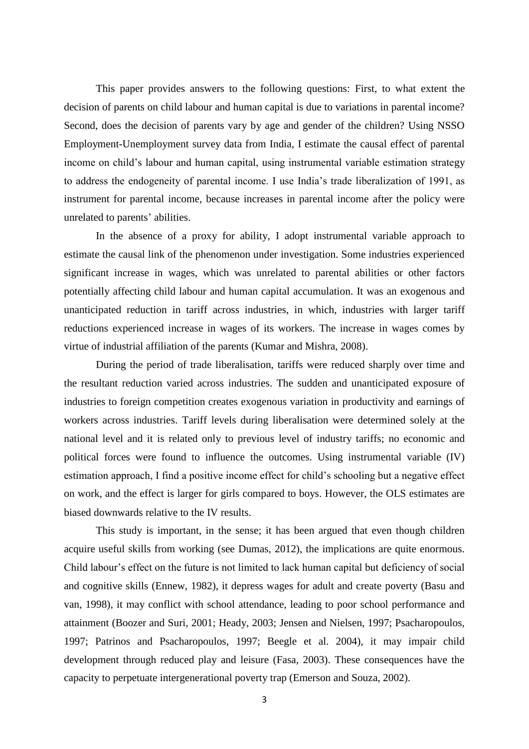This paper provides answers to the following questions: First, to what extent the decision of parents on child labour and human capital is due to variations in parental income? Second, does the decision of parents vary by age and gender of the children? Using NSSO Employment-Unemployment survey data from India, I estimate the causal effect of parental income on child's labour and human capital, using instrumental variable estimation strategy to address the endogeneity of parental income. I use India's trade liberalization of 1991, as instrument for parental income, because increases in parental income after the policy were unrelated to parents' abilities.

In the absence of a proxy for ability, I adopt instrumental variable approach to estimate the causal link of the phenomenon under investigation. Some industries experienced significant increase in wages, which was unrelated to parental abilities or other factors potentially affecting child labour and human capital accumulation. It was an exogenous and unanticipated reduction in tariff across industries, in which, industries with larger tariff reductions experienced increase in wages of its workers. The increase in wages comes by virtue of industrial affiliation of the parents (Kumar and Mishra, 2008).

During the period of trade liberalisation, tariffs were reduced sharply over time and the resultant reduction varied across industries. The sudden and unanticipated exposure of industries to foreign competition creates exogenous variation in productivity and earnings of workers across industries. Tariff levels during liberalisation were determined solely at the national level and it is related only to previous level of industry tariffs; no economic and political forces were found to influence the outcomes. Using instrumental variable (IV) estimation approach, I find a positive income effect for child's schooling but a negative effect on work, and the effect is larger for girls compared to boys. However, the OLS estimates are biased downwards relative to the IV results.

This study is important, in the sense; it has been argued that even though children acquire useful skills from working (see Dumas, 2012), the implications are quite enormous. Child labour's effect on the future is not limited to lack human capital but deficiency of social and cognitive skills (Ennew, 1982), it depress wages for adult and create poverty (Basu and van, 1998), it may conflict with school attendance, leading to poor school performance and attainment (Boozer and Suri, 2001; Heady, 2003; Jensen and Nielsen, 1997; Psacharopoulos, 1997; Patrinos and Psacharopoulos, 1997; Beegle et al. 2004), it may impair child development through reduced play and leisure (Fasa, 2003). These consequences have the capacity to perpetuate intergenerational poverty trap (Emerson and Souza, 2002).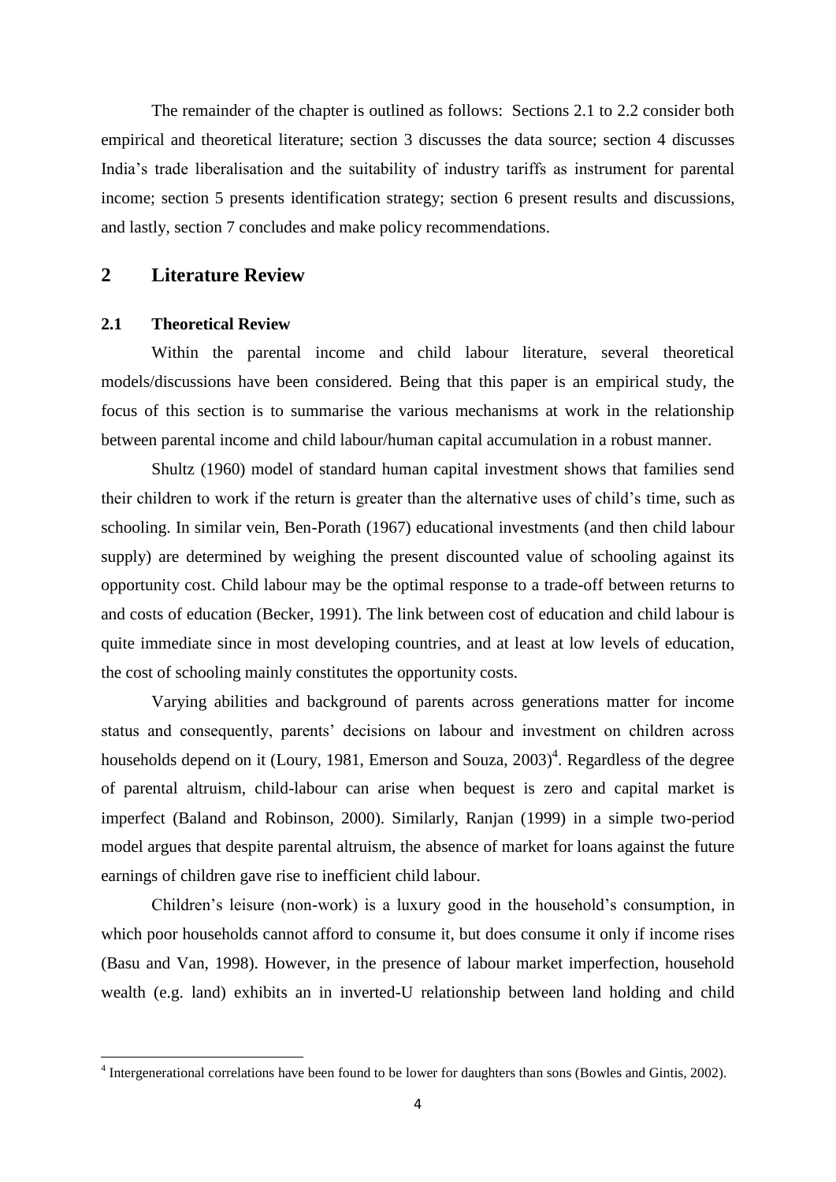The remainder of the chapter is outlined as follows: Sections 2.1 to 2.2 consider both empirical and theoretical literature; section 3 discusses the data source; section 4 discusses India's trade liberalisation and the suitability of industry tariffs as instrument for parental income; section 5 presents identification strategy; section 6 present results and discussions, and lastly, section 7 concludes and make policy recommendations.

## 2 Literature Review

### 2.1 Theoretical Review

Within the parental income and child labour literature, several theoretical models/discussions have been considered. Being that this paper is an empirical study, the focus of this section is to summarise the various mechanisms at work in the relationship between parental income and child labour/human capital accumulation in a robust manner.

Shultz (1960) model of standard human capital investment shows that families send their children to work if the return is greater than the alternative uses of child's time, such as schooling. In similar vein, Ben-Porath (1967) educational investments (and then child labour supply) are determined by weighing the present discounted value of schooling against its opportunity cost. Child labour may be the optimal response to a trade-off between returns to and costs of education (Becker, 1991). The link between cost of education and child labour is quite immediate since in most developing countries, and at least at low levels of education, the cost of schooling mainly constitutes the opportunity costs.

Varying abilities and background of parents across generations matter for income status and consequently, parents' decisions on labour and investment on children across households depend on it (Loury, 1981, Emerson and Souza, 2003)[4]. Regardless of the degree of parental altruism, child-labour can arise when bequest is zero and capital market is imperfect (Baland and Robinson, 2000). Similarly, Ranjan (1999) in a simple two-period model argues that despite parental altruism, the absence of market for loans against the future earnings of children gave rise to inefficient child labour.

Children's leisure (non-work) is a luxury good in the household's consumption, in which poor households cannot afford to consume it, but does consume it only if income rises (Basu and Van, 1998). However, in the presence of labour market imperfection, household wealth (e.g. land) exhibits an in inverted-U relationship between land holding and child

[4] Intergenerational correlations have been found to be lower for daughters than sons (Bowles and Gintis, 2002).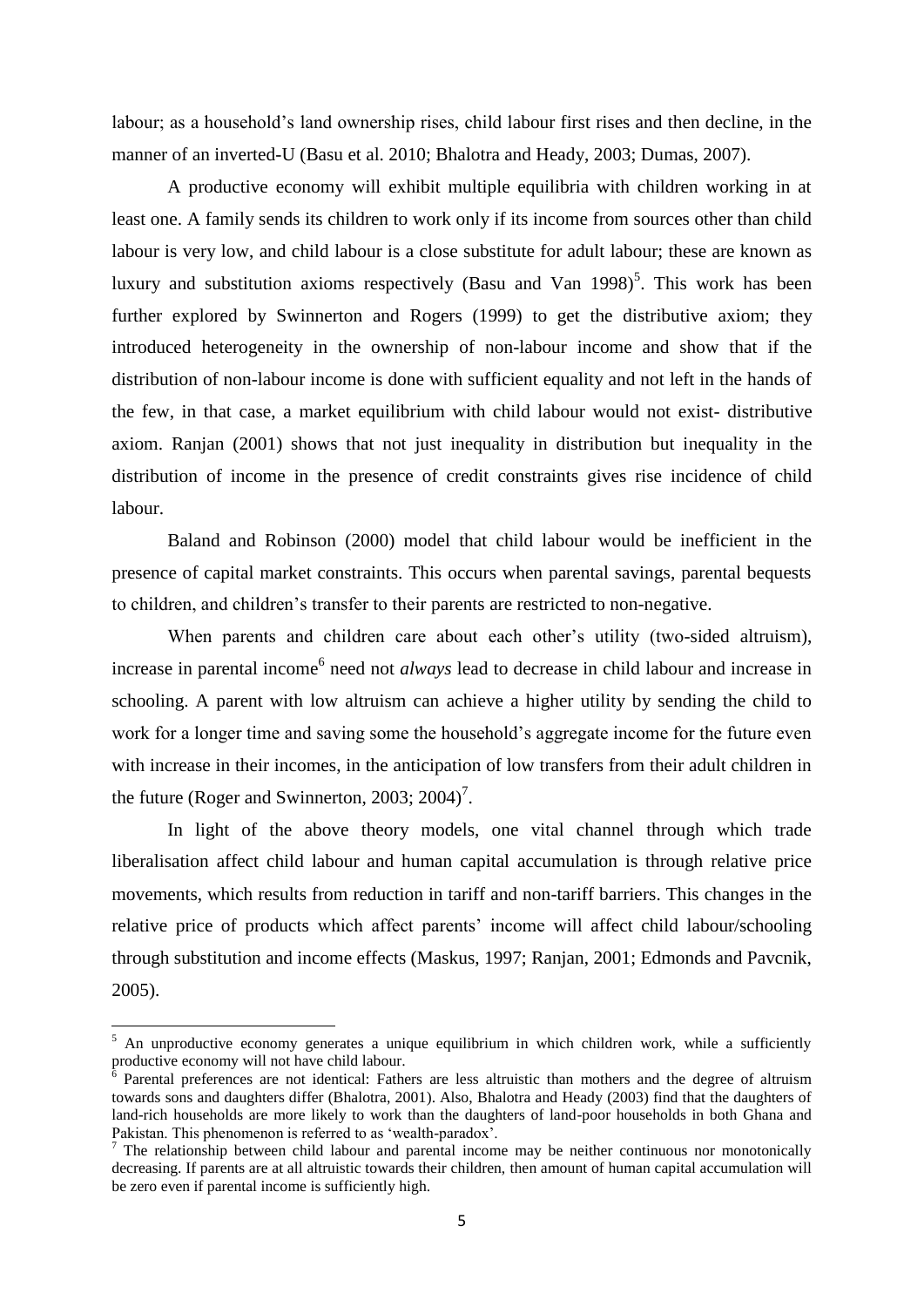labour; as a household's land ownership rises, child labour first rises and then decline, in the manner of an inverted-U (Basu et al. 2010; Bhalotra and Heady, 2003; Dumas, 2007).

A productive economy will exhibit multiple equilibria with children working in at least one. A family sends its children to work only if its income from sources other than child labour is very low, and child labour is a close substitute for adult labour; these are known as luxury and substitution axioms respectively (Basu and Van 1998)[5]. This work has been further explored by Swinnerton and Rogers (1999) to get the distributive axiom; they introduced heterogeneity in the ownership of non-labour income and show that if the distribution of non-labour income is done with sufficient equality and not left in the hands of the few, in that case, a market equilibrium with child labour would not exist- distributive axiom. Ranjan (2001) shows that not just inequality in distribution but inequality in the distribution of income in the presence of credit constraints gives rise incidence of child labour.

Baland and Robinson (2000) model that child labour would be inefficient in the presence of capital market constraints. This occurs when parental savings, parental bequests to children, and children's transfer to their parents are restricted to non-negative.

When parents and children care about each other's utility (two-sided altruism), increase in parental income[6] need not *always* lead to decrease in child labour and increase in schooling. A parent with low altruism can achieve a higher utility by sending the child to work for a longer time and saving some the household's aggregate income for the future even with increase in their incomes, in the anticipation of low transfers from their adult children in the future (Roger and Swinnerton, 2003; 2004)[7].

In light of the above theory models, one vital channel through which trade liberalisation affect child labour and human capital accumulation is through relative price movements, which results from reduction in tariff and non-tariff barriers. This changes in the relative price of products which affect parents' income will affect child labour/schooling through substitution and income effects (Maskus, 1997; Ranjan, 2001; Edmonds and Pavcnik, 2005).

---

[5] An unproductive economy generates a unique equilibrium in which children work, while a sufficiently productive economy will not have child labour.

[6] Parental preferences are not identical: Fathers are less altruistic than mothers and the degree of altruism towards sons and daughters differ (Bhalotra, 2001). Also, Bhalotra and Heady (2003) find that the daughters of land-rich households are more likely to work than the daughters of land-poor households in both Ghana and Pakistan. This phenomenon is referred to as 'wealth-paradox'.

[7] The relationship between child labour and parental income may be neither continuous nor monotonically decreasing. If parents are at all altruistic towards their children, then amount of human capital accumulation will be zero even if parental income is sufficiently high.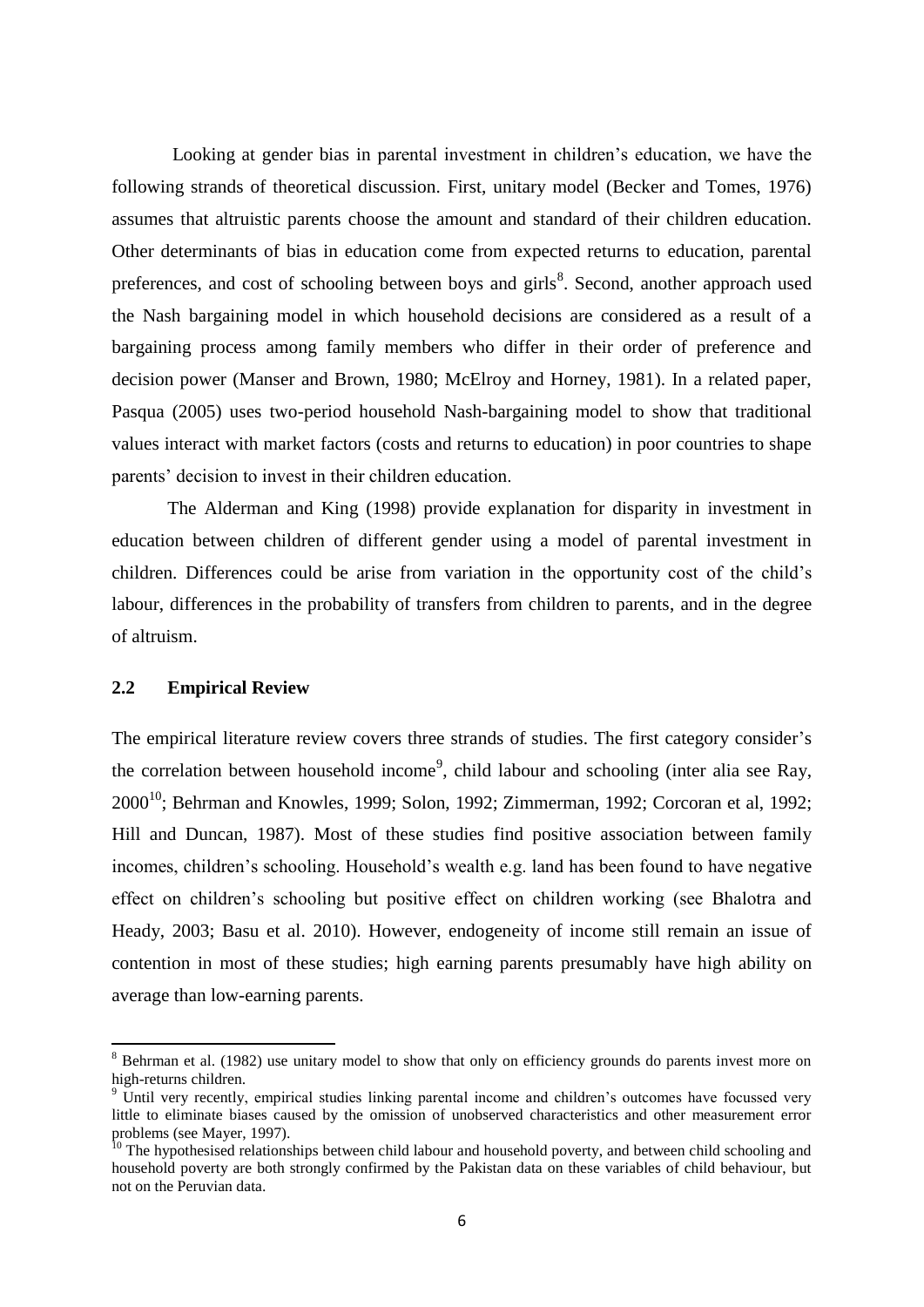Looking at gender bias in parental investment in children's education, we have the following strands of theoretical discussion. First, unitary model (Becker and Tomes, 1976) assumes that altruistic parents choose the amount and standard of their children education. Other determinants of bias in education come from expected returns to education, parental preferences, and cost of schooling between boys and girls[8]. Second, another approach used the Nash bargaining model in which household decisions are considered as a result of a bargaining process among family members who differ in their order of preference and decision power (Manser and Brown, 1980; McElroy and Horney, 1981). In a related paper, Pasqua (2005) uses two-period household Nash-bargaining model to show that traditional values interact with market factors (costs and returns to education) in poor countries to shape parents' decision to invest in their children education.

The Alderman and King (1998) provide explanation for disparity in investment in education between children of different gender using a model of parental investment in children. Differences could be arise from variation in the opportunity cost of the child's labour, differences in the probability of transfers from children to parents, and in the degree of altruism.

## 2.2 Empirical Review

The empirical literature review covers three strands of studies. The first category consider's the correlation between household income[9], child labour and schooling (inter alia see Ray, 2000[10]; Behrman and Knowles, 1999; Solon, 1992; Zimmerman, 1992; Corcoran et al, 1992; Hill and Duncan, 1987). Most of these studies find positive association between family incomes, children's schooling. Household's wealth e.g. land has been found to have negative effect on children's schooling but positive effect on children working (see Bhalotra and Heady, 2003; Basu et al. 2010). However, endogeneity of income still remain an issue of contention in most of these studies; high earning parents presumably have high ability on average than low-earning parents.

---

[8] Behrman et al. (1982) use unitary model to show that only on efficiency grounds do parents invest more on high-returns children.

[9] Until very recently, empirical studies linking parental income and children's outcomes have focussed very little to eliminate biases caused by the omission of unobserved characteristics and other measurement error problems (see Mayer, 1997).

[10] The hypothesised relationships between child labour and household poverty, and between child schooling and household poverty are both strongly confirmed by the Pakistan data on these variables of child behaviour, but not on the Peruvian data.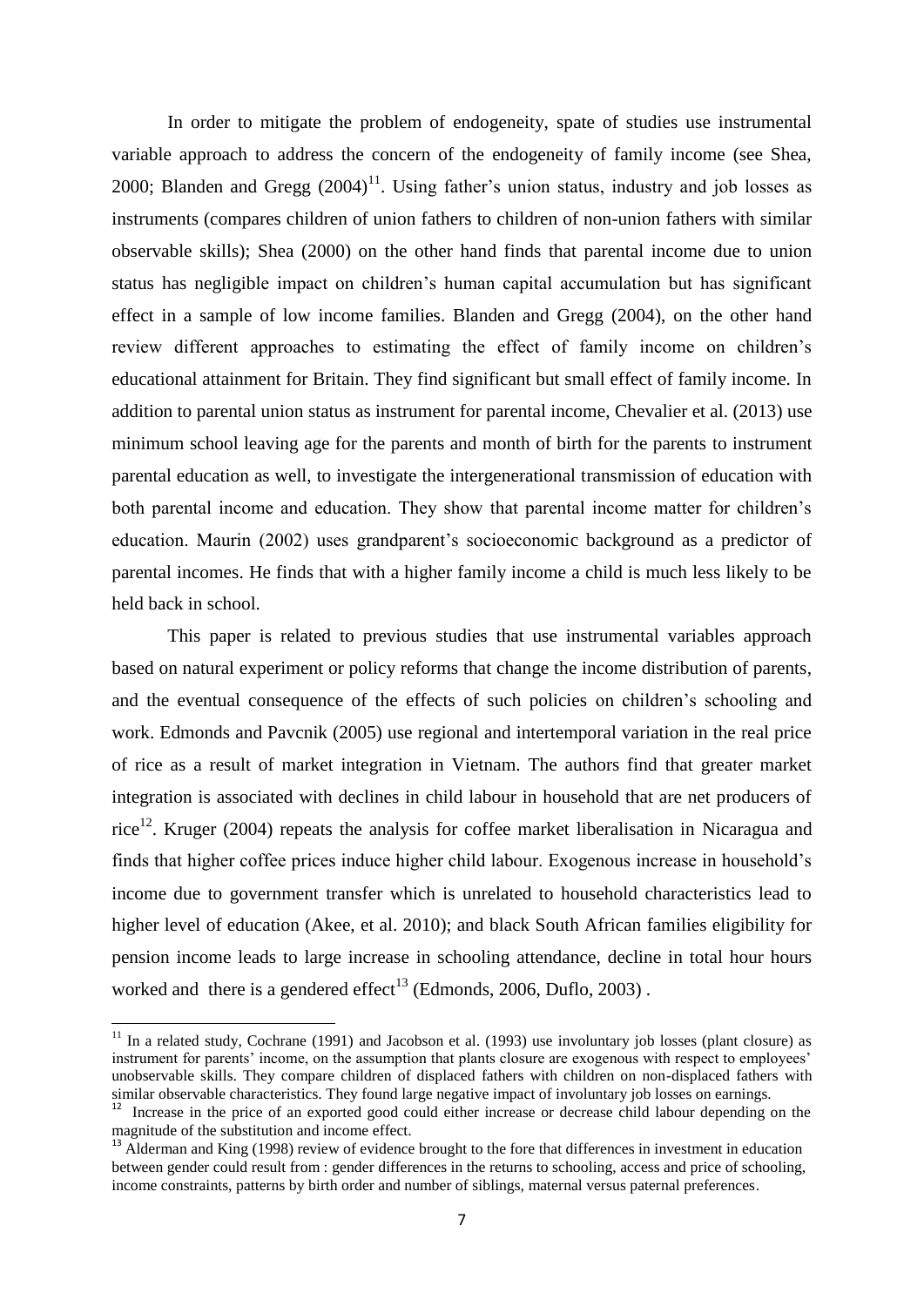In order to mitigate the problem of endogeneity, spate of studies use instrumental variable approach to address the concern of the endogeneity of family income (see Shea, 2000; Blanden and Gregg (2004)[11]. Using father's union status, industry and job losses as instruments (compares children of union fathers to children of non-union fathers with similar observable skills); Shea (2000) on the other hand finds that parental income due to union status has negligible impact on children's human capital accumulation but has significant effect in a sample of low income families. Blanden and Gregg (2004), on the other hand review different approaches to estimating the effect of family income on children's educational attainment for Britain. They find significant but small effect of family income. In addition to parental union status as instrument for parental income, Chevalier et al. (2013) use minimum school leaving age for the parents and month of birth for the parents to instrument parental education as well, to investigate the intergenerational transmission of education with both parental income and education. They show that parental income matter for children's education. Maurin (2002) uses grandparent's socioeconomic background as a predictor of parental incomes. He finds that with a higher family income a child is much less likely to be held back in school.

This paper is related to previous studies that use instrumental variables approach based on natural experiment or policy reforms that change the income distribution of parents, and the eventual consequence of the effects of such policies on children's schooling and work. Edmonds and Pavcnik (2005) use regional and intertemporal variation in the real price of rice as a result of market integration in Vietnam. The authors find that greater market integration is associated with declines in child labour in household that are net producers of rice[12]. Kruger (2004) repeats the analysis for coffee market liberalisation in Nicaragua and finds that higher coffee prices induce higher child labour. Exogenous increase in household's income due to government transfer which is unrelated to household characteristics lead to higher level of education (Akee, et al. 2010); and black South African families eligibility for pension income leads to large increase in schooling attendance, decline in total hour hours worked and there is a gendered effect[13] (Edmonds, 2006, Duflo, 2003) .

---

[11] In a related study, Cochrane (1991) and Jacobson et al. (1993) use involuntary job losses (plant closure) as instrument for parents' income, on the assumption that plants closure are exogenous with respect to employees' unobservable skills. They compare children of displaced fathers with children on non-displaced fathers with similar observable characteristics. They found large negative impact of involuntary job losses on earnings.

[12] Increase in the price of an exported good could either increase or decrease child labour depending on the magnitude of the substitution and income effect.

[13] Alderman and King (1998) review of evidence brought to the fore that differences in investment in education between gender could result from : gender differences in the returns to schooling, access and price of schooling, income constraints, patterns by birth order and number of siblings, maternal versus paternal preferences.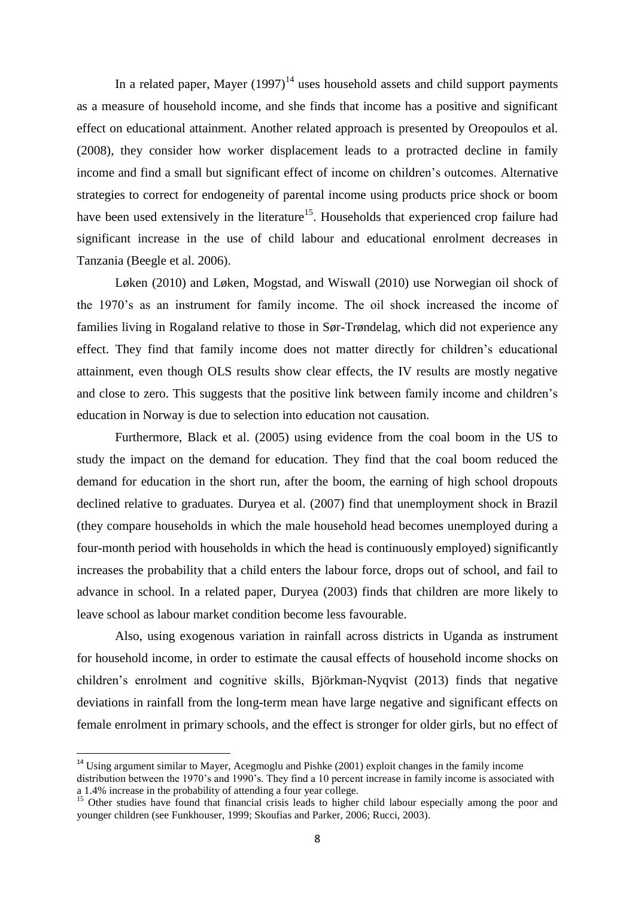In a related paper, Mayer (1997)[14] uses household assets and child support payments as a measure of household income, and she finds that income has a positive and significant effect on educational attainment. Another related approach is presented by Oreopoulos et al. (2008), they consider how worker displacement leads to a protracted decline in family income and find a small but significant effect of income on children's outcomes. Alternative strategies to correct for endogeneity of parental income using products price shock or boom have been used extensively in the literature[15]. Households that experienced crop failure had significant increase in the use of child labour and educational enrolment decreases in Tanzania (Beegle et al. 2006).

Løken (2010) and Løken, Mogstad, and Wiswall (2010) use Norwegian oil shock of the 1970's as an instrument for family income. The oil shock increased the income of families living in Rogaland relative to those in Sør-Trøndelag, which did not experience any effect. They find that family income does not matter directly for children's educational attainment, even though OLS results show clear effects, the IV results are mostly negative and close to zero. This suggests that the positive link between family income and children's education in Norway is due to selection into education not causation.

Furthermore, Black et al. (2005) using evidence from the coal boom in the US to study the impact on the demand for education. They find that the coal boom reduced the demand for education in the short run, after the boom, the earning of high school dropouts declined relative to graduates. Duryea et al. (2007) find that unemployment shock in Brazil (they compare households in which the male household head becomes unemployed during a four-month period with households in which the head is continuously employed) significantly increases the probability that a child enters the labour force, drops out of school, and fail to advance in school. In a related paper, Duryea (2003) finds that children are more likely to leave school as labour market condition become less favourable.

Also, using exogenous variation in rainfall across districts in Uganda as instrument for household income, in order to estimate the causal effects of household income shocks on children's enrolment and cognitive skills, Björkman-Nyqvist (2013) finds that negative deviations in rainfall from the long-term mean have large negative and significant effects on female enrolment in primary schools, and the effect is stronger for older girls, but no effect of

[14] Using argument similar to Mayer, Acegmoglu and Pishke (2001) exploit changes in the family income distribution between the 1970's and 1990's. They find a 10 percent increase in family income is associated with a 1.4% increase in the probability of attending a four year college.

[15] Other studies have found that financial crisis leads to higher child labour especially among the poor and younger children (see Funkhouser, 1999; Skoufias and Parker, 2006; Rucci, 2003).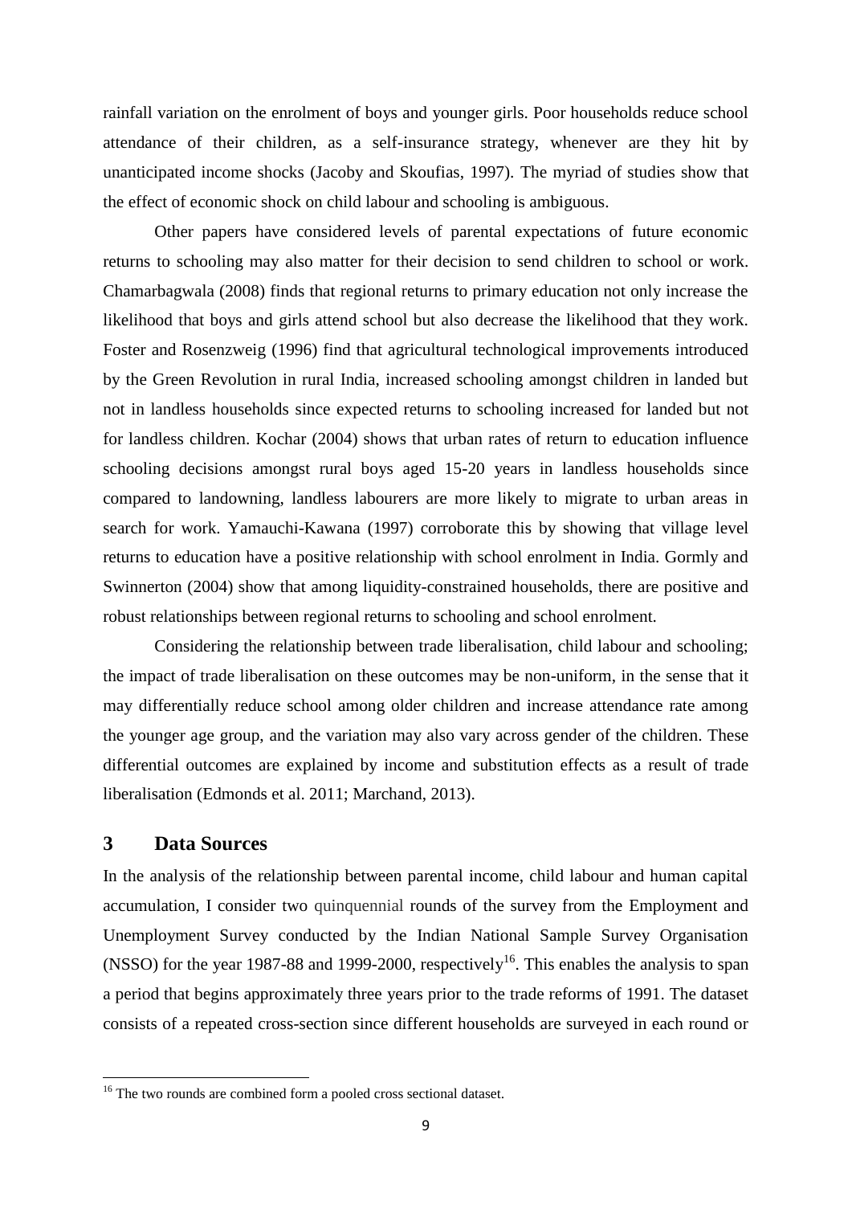rainfall variation on the enrolment of boys and younger girls. Poor households reduce school attendance of their children, as a self-insurance strategy, whenever are they hit by unanticipated income shocks (Jacoby and Skoufias, 1997). The myriad of studies show that the effect of economic shock on child labour and schooling is ambiguous.

Other papers have considered levels of parental expectations of future economic returns to schooling may also matter for their decision to send children to school or work. Chamarbagwala (2008) finds that regional returns to primary education not only increase the likelihood that boys and girls attend school but also decrease the likelihood that they work. Foster and Rosenzweig (1996) find that agricultural technological improvements introduced by the Green Revolution in rural India, increased schooling amongst children in landed but not in landless households since expected returns to schooling increased for landed but not for landless children. Kochar (2004) shows that urban rates of return to education influence schooling decisions amongst rural boys aged 15-20 years in landless households since compared to landowning, landless labourers are more likely to migrate to urban areas in search for work. Yamauchi-Kawana (1997) corroborate this by showing that village level returns to education have a positive relationship with school enrolment in India. Gormly and Swinnerton (2004) show that among liquidity-constrained households, there are positive and robust relationships between regional returns to schooling and school enrolment.

Considering the relationship between trade liberalisation, child labour and schooling; the impact of trade liberalisation on these outcomes may be non-uniform, in the sense that it may differentially reduce school among older children and increase attendance rate among the younger age group, and the variation may also vary across gender of the children. These differential outcomes are explained by income and substitution effects as a result of trade liberalisation (Edmonds et al. 2011; Marchand, 2013).

## 3 Data Sources

In the analysis of the relationship between parental income, child labour and human capital accumulation, I consider two quinquennial rounds of the survey from the Employment and Unemployment Survey conducted by the Indian National Sample Survey Organisation (NSSO) for the year 1987-88 and 1999-2000, respectively[16]. This enables the analysis to span a period that begins approximately three years prior to the trade reforms of 1991. The dataset consists of a repeated cross-section since different households are surveyed in each round or

[16] The two rounds are combined form a pooled cross sectional dataset.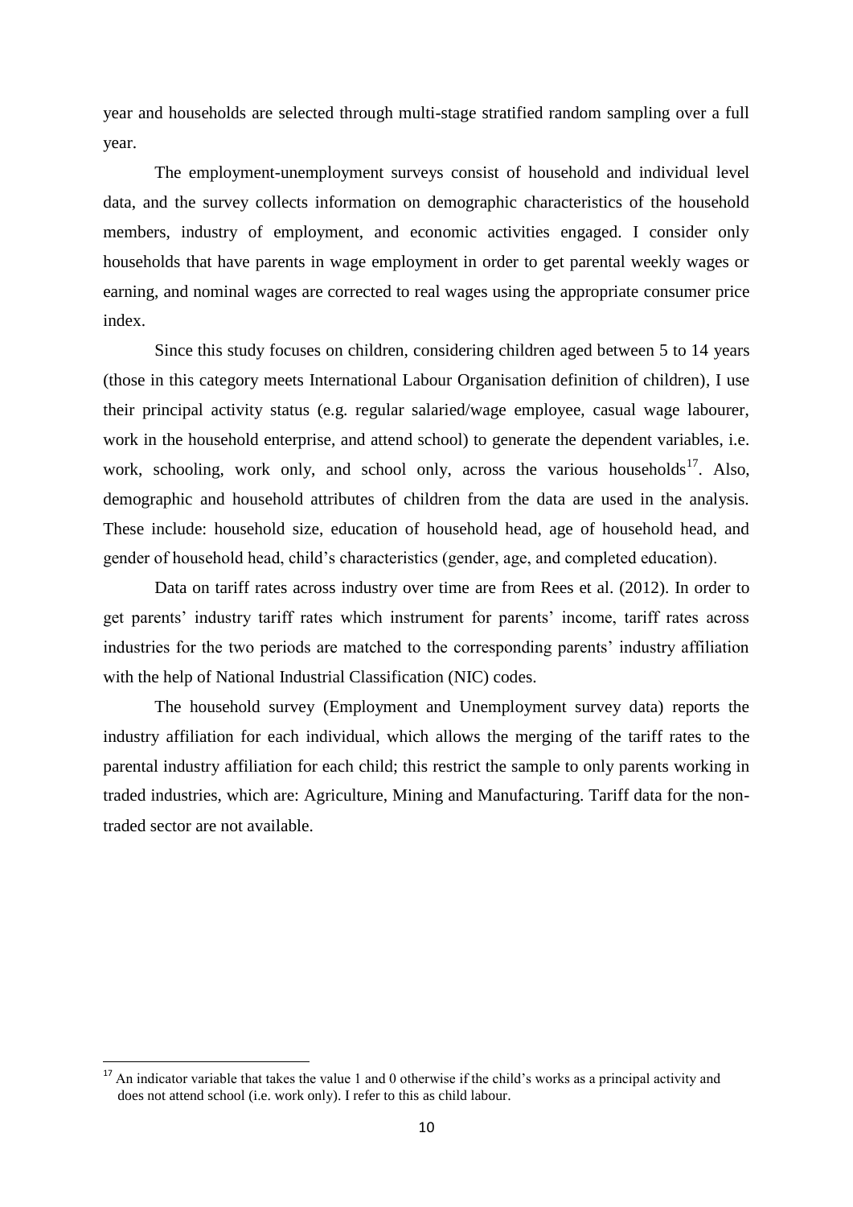year and households are selected through multi-stage stratified random sampling over a full year.

The employment-unemployment surveys consist of household and individual level data, and the survey collects information on demographic characteristics of the household members, industry of employment, and economic activities engaged. I consider only households that have parents in wage employment in order to get parental weekly wages or earning, and nominal wages are corrected to real wages using the appropriate consumer price index.

Since this study focuses on children, considering children aged between 5 to 14 years (those in this category meets International Labour Organisation definition of children), I use their principal activity status (e.g. regular salaried/wage employee, casual wage labourer, work in the household enterprise, and attend school) to generate the dependent variables, i.e. work, schooling, work only, and school only, across the various households[17]. Also, demographic and household attributes of children from the data are used in the analysis. These include: household size, education of household head, age of household head, and gender of household head, child's characteristics (gender, age, and completed education).

Data on tariff rates across industry over time are from Rees et al. (2012). In order to get parents' industry tariff rates which instrument for parents' income, tariff rates across industries for the two periods are matched to the corresponding parents' industry affiliation with the help of National Industrial Classification (NIC) codes.

The household survey (Employment and Unemployment survey data) reports the industry affiliation for each individual, which allows the merging of the tariff rates to the parental industry affiliation for each child; this restrict the sample to only parents working in traded industries, which are: Agriculture, Mining and Manufacturing. Tariff data for the non-traded sector are not available.

[17] An indicator variable that takes the value 1 and 0 otherwise if the child's works as a principal activity and does not attend school (i.e. work only). I refer to this as child labour.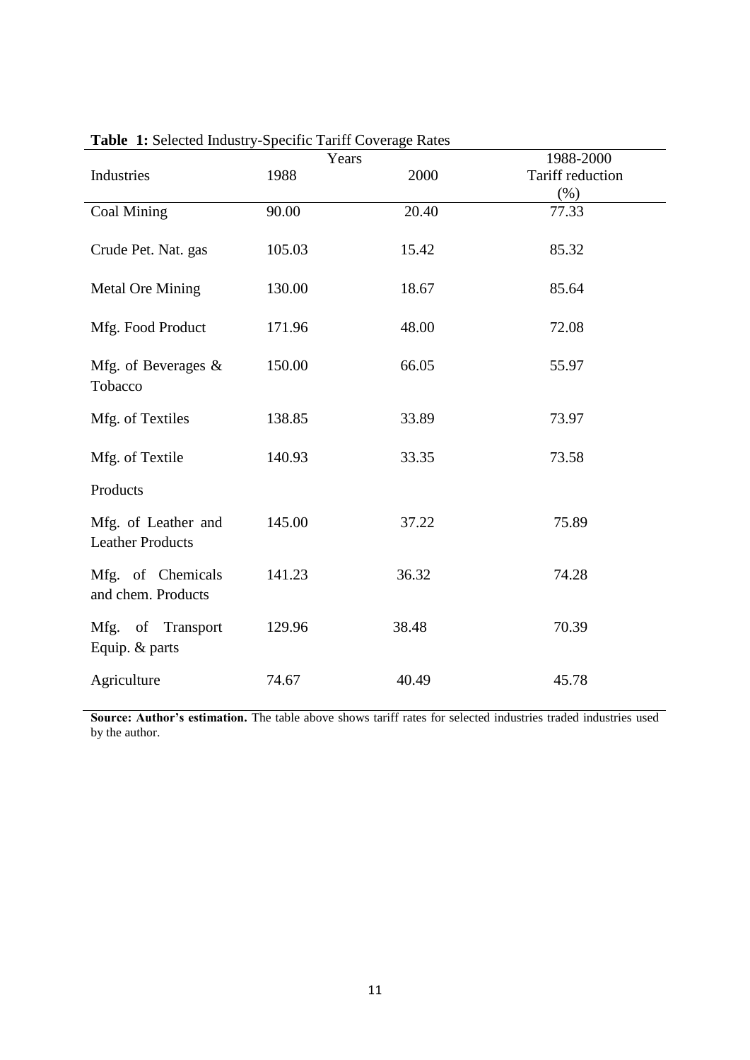**Table 1:** Selected Industry-Specific Tariff Coverage Rates

| Industries | Years 1988 | 2000 | 1988-2000 Tariff reduction (%) |
|---|---|---|---|
| Coal Mining | 90.00 | 20.40 | 77.33 |
| Crude Pet. Nat. gas | 105.03 | 15.42 | 85.32 |
| Metal Ore Mining | 130.00 | 18.67 | 85.64 |
| Mfg. Food Product | 171.96 | 48.00 | 72.08 |
| Mfg. of Beverages & Tobacco | 150.00 | 66.05 | 55.97 |
| Mfg. of Textiles | 138.85 | 33.89 | 73.97 |
| Mfg. of Textile Products | 140.93 | 33.35 | 73.58 |
| Mfg. of Leather and Leather Products | 145.00 | 37.22 | 75.89 |
| Mfg. of Chemicals and chem. Products | 141.23 | 36.32 | 74.28 |
| Mfg. of Transport Equip. & parts | 129.96 | 38.48 | 70.39 |
| Agriculture | 74.67 | 40.49 | 45.78 |

**Source: Author's estimation.** The table above shows tariff rates for selected industries traded industries used by the author.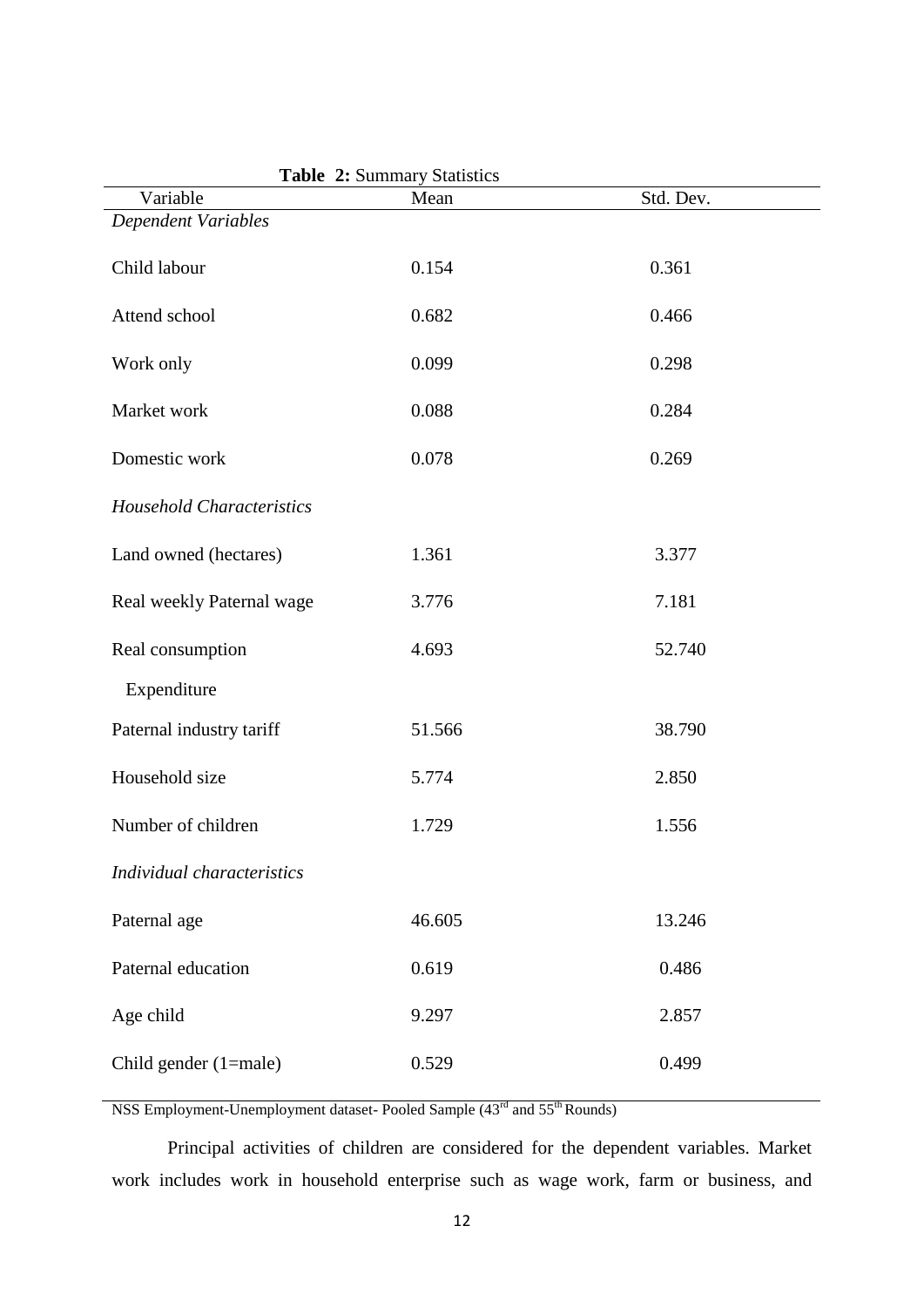**Table 2:** Summary Statistics

| Variable | Mean | Std. Dev. |
|---|---|---|
| *Dependent Variables* | | |
| Child labour | 0.154 | 0.361 |
| Attend school | 0.682 | 0.466 |
| Work only | 0.099 | 0.298 |
| Market work | 0.088 | 0.284 |
| Domestic work | 0.078 | 0.269 |
| *Household Characteristics* | | |
| Land owned (hectares) | 1.361 | 3.377 |
| Real weekly Paternal wage | 3.776 | 7.181 |
| Real consumption Expenditure | 4.693 | 52.740 |
| Paternal industry tariff | 51.566 | 38.790 |
| Household size | 5.774 | 2.850 |
| Number of children | 1.729 | 1.556 |
| *Individual characteristics* | | |
| Paternal age | 46.605 | 13.246 |
| Paternal education | 0.619 | 0.486 |
| Age child | 9.297 | 2.857 |
| Child gender (1=male) | 0.529 | 0.499 |

NSS Employment-Unemployment dataset- Pooled Sample (43rd and 55th Rounds)

Principal activities of children are considered for the dependent variables. Market work includes work in household enterprise such as wage work, farm or business, and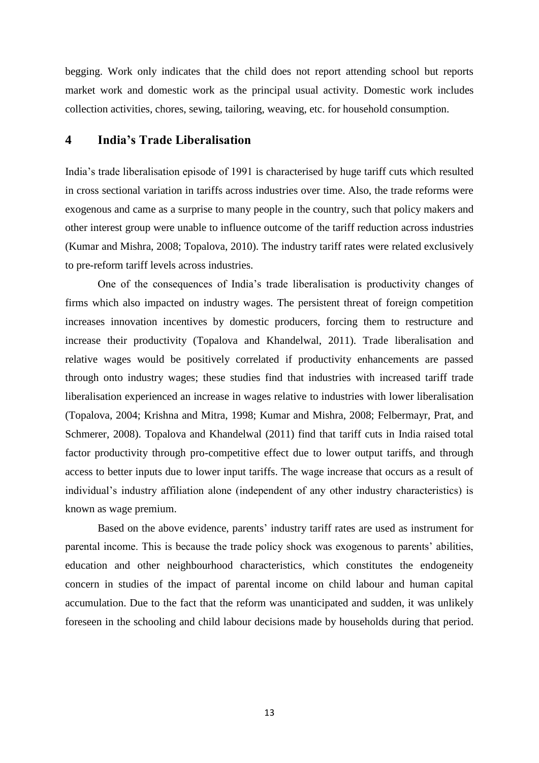begging. Work only indicates that the child does not report attending school but reports market work and domestic work as the principal usual activity. Domestic work includes collection activities, chores, sewing, tailoring, weaving, etc. for household consumption.

## 4 India's Trade Liberalisation

India's trade liberalisation episode of 1991 is characterised by huge tariff cuts which resulted in cross sectional variation in tariffs across industries over time. Also, the trade reforms were exogenous and came as a surprise to many people in the country, such that policy makers and other interest group were unable to influence outcome of the tariff reduction across industries (Kumar and Mishra, 2008; Topalova, 2010). The industry tariff rates were related exclusively to pre-reform tariff levels across industries.

One of the consequences of India's trade liberalisation is productivity changes of firms which also impacted on industry wages. The persistent threat of foreign competition increases innovation incentives by domestic producers, forcing them to restructure and increase their productivity (Topalova and Khandelwal, 2011). Trade liberalisation and relative wages would be positively correlated if productivity enhancements are passed through onto industry wages; these studies find that industries with increased tariff trade liberalisation experienced an increase in wages relative to industries with lower liberalisation (Topalova, 2004; Krishna and Mitra, 1998; Kumar and Mishra, 2008; Felbermayr, Prat, and Schmerer, 2008). Topalova and Khandelwal (2011) find that tariff cuts in India raised total factor productivity through pro-competitive effect due to lower output tariffs, and through access to better inputs due to lower input tariffs. The wage increase that occurs as a result of individual's industry affiliation alone (independent of any other industry characteristics) is known as wage premium.

Based on the above evidence, parents' industry tariff rates are used as instrument for parental income. This is because the trade policy shock was exogenous to parents' abilities, education and other neighbourhood characteristics, which constitutes the endogeneity concern in studies of the impact of parental income on child labour and human capital accumulation. Due to the fact that the reform was unanticipated and sudden, it was unlikely foreseen in the schooling and child labour decisions made by households during that period.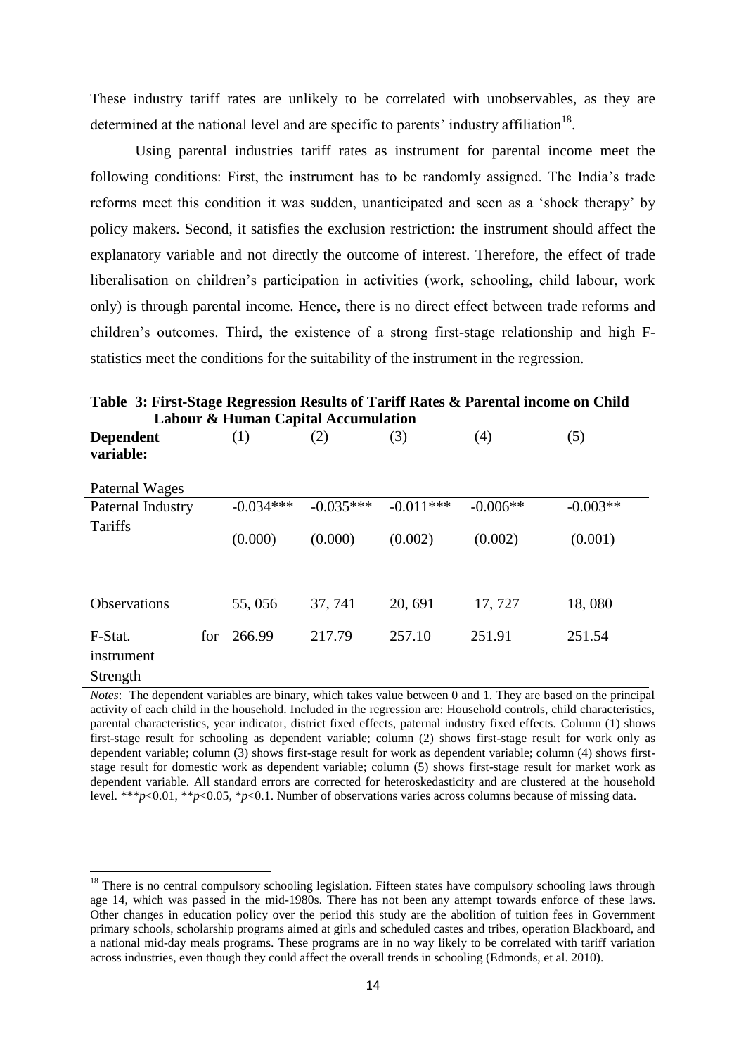These industry tariff rates are unlikely to be correlated with unobservables, as they are determined at the national level and are specific to parents' industry affiliation[18].

Using parental industries tariff rates as instrument for parental income meet the following conditions: First, the instrument has to be randomly assigned. The India's trade reforms meet this condition it was sudden, unanticipated and seen as a 'shock therapy' by policy makers. Second, it satisfies the exclusion restriction: the instrument should affect the explanatory variable and not directly the outcome of interest. Therefore, the effect of trade liberalisation on children's participation in activities (work, schooling, child labour, work only) is through parental income. Hence, there is no direct effect between trade reforms and children's outcomes. Third, the existence of a strong first-stage relationship and high F-statistics meet the conditions for the suitability of the instrument in the regression.

**Table 3: First-Stage Regression Results of Tariff Rates & Parental income on Child Labour & Human Capital Accumulation**

| Dependent variable: | (1) | (2) | (3) | (4) | (5) |
|---|---|---|---|---|---|
| Paternal Wages | | | | | |
| Paternal Industry Tariffs | -0.034*** | -0.035*** | -0.011*** | -0.006** | -0.003** |
| | (0.000) | (0.000) | (0.002) | (0.002) | (0.001) |
| Observations | 55, 056 | 37, 741 | 20, 691 | 17, 727 | 18, 080 |
| F-Stat. for instrument Strength | 266.99 | 217.79 | 257.10 | 251.91 | 251.54 |

*Notes*: The dependent variables are binary, which takes value between 0 and 1. They are based on the principal activity of each child in the household. Included in the regression are: Household controls, child characteristics, parental characteristics, year indicator, district fixed effects, paternal industry fixed effects. Column (1) shows first-stage result for schooling as dependent variable; column (2) shows first-stage result for work only as dependent variable; column (3) shows first-stage result for work as dependent variable; column (4) shows first-stage result for domestic work as dependent variable; column (5) shows first-stage result for market work as dependent variable. All standard errors are corrected for heteroskedasticity and are clustered at the household level. ***$p$<0.01, **$p$<0.05, *$p$<0.1. Number of observations varies across columns because of missing data.

[18] There is no central compulsory schooling legislation. Fifteen states have compulsory schooling laws through age 14, which was passed in the mid-1980s. There has not been any attempt towards enforce of these laws. Other changes in education policy over the period this study are the abolition of tuition fees in Government primary schools, scholarship programs aimed at girls and scheduled castes and tribes, operation Blackboard, and a national mid-day meals programs. These programs are in no way likely to be correlated with tariff variation across industries, even though they could affect the overall trends in schooling (Edmonds, et al. 2010).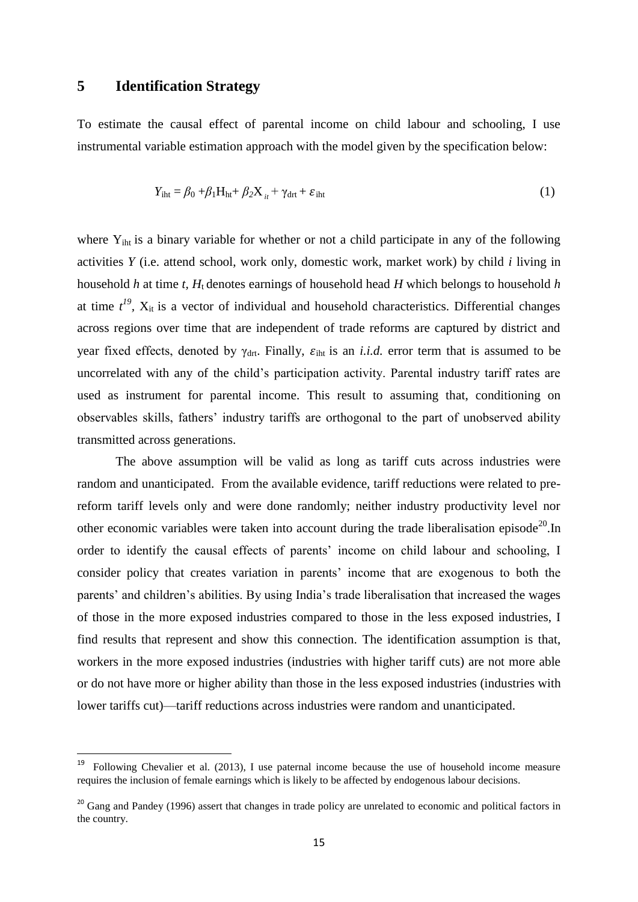## 5 Identification Strategy

To estimate the causal effect of parental income on child labour and schooling, I use instrumental variable estimation approach with the model given by the specification below:

$$Y_{iht} = \beta_0 + \beta_1 H_{ht} + \beta_2 X_{it} + \gamma_{drt} + \varepsilon_{iht} \tag{1}$$

where $Y_{iht}$ is a binary variable for whether or not a child participate in any of the following activities *Y* (i.e. attend school, work only, domestic work, market work) by child *i* living in household *h* at time *t*, $H_t$ denotes earnings of household head *H* which belongs to household *h* at time *t*[19], $X_{it}$ is a vector of individual and household characteristics. Differential changes across regions over time that are independent of trade reforms are captured by district and year fixed effects, denoted by $\gamma_{drt}$. Finally, $\varepsilon_{iht}$ is an *i.i.d.* error term that is assumed to be uncorrelated with any of the child's participation activity. Parental industry tariff rates are used as instrument for parental income. This result to assuming that, conditioning on observables skills, fathers' industry tariffs are orthogonal to the part of unobserved ability transmitted across generations.

The above assumption will be valid as long as tariff cuts across industries were random and unanticipated. From the available evidence, tariff reductions were related to pre-reform tariff levels only and were done randomly; neither industry productivity level nor other economic variables were taken into account during the trade liberalisation episode[20].In order to identify the causal effects of parents' income on child labour and schooling, I consider policy that creates variation in parents' income that are exogenous to both the parents' and children's abilities. By using India's trade liberalisation that increased the wages of those in the more exposed industries compared to those in the less exposed industries, I find results that represent and show this connection. The identification assumption is that, workers in the more exposed industries (industries with higher tariff cuts) are not more able or do not have more or higher ability than those in the less exposed industries (industries with lower tariffs cut)—tariff reductions across industries were random and unanticipated.

---

[19] Following Chevalier et al. (2013), I use paternal income because the use of household income measure requires the inclusion of female earnings which is likely to be affected by endogenous labour decisions.

[20] Gang and Pandey (1996) assert that changes in trade policy are unrelated to economic and political factors in the country.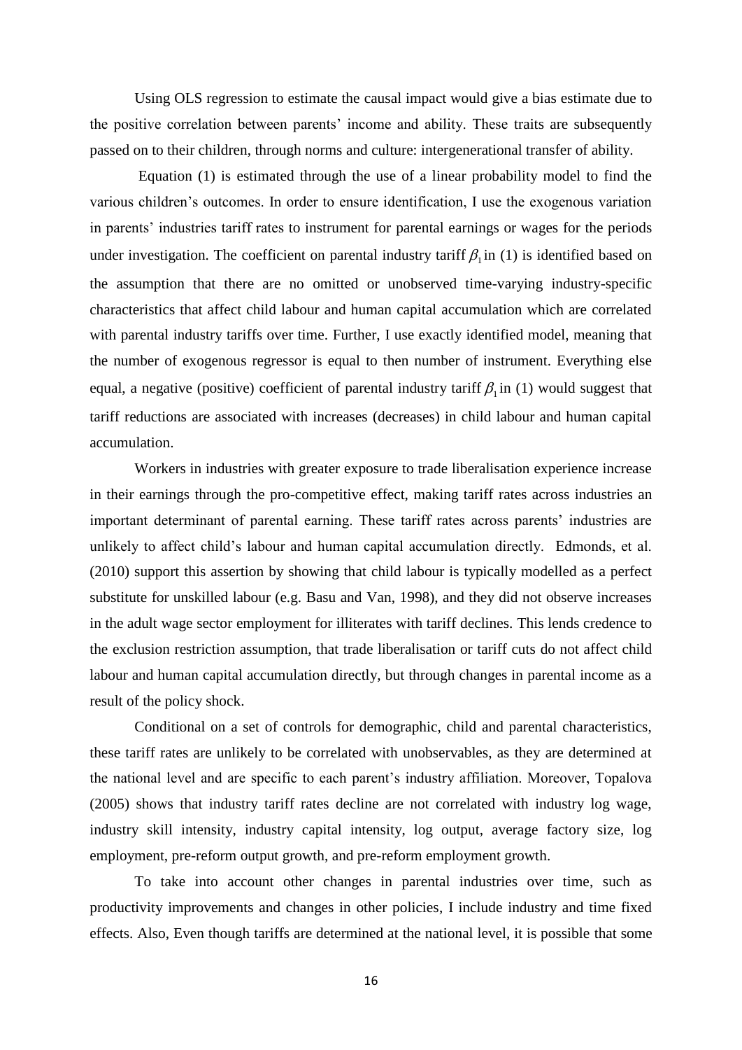Using OLS regression to estimate the causal impact would give a bias estimate due to the positive correlation between parents' income and ability. These traits are subsequently passed on to their children, through norms and culture: intergenerational transfer of ability.

Equation (1) is estimated through the use of a linear probability model to find the various children's outcomes. In order to ensure identification, I use the exogenous variation in parents' industries tariff rates to instrument for parental earnings or wages for the periods under investigation. The coefficient on parental industry tariff $\beta_1$ in (1) is identified based on the assumption that there are no omitted or unobserved time-varying industry-specific characteristics that affect child labour and human capital accumulation which are correlated with parental industry tariffs over time. Further, I use exactly identified model, meaning that the number of exogenous regressor is equal to then number of instrument. Everything else equal, a negative (positive) coefficient of parental industry tariff $\beta_1$ in (1) would suggest that tariff reductions are associated with increases (decreases) in child labour and human capital accumulation.

Workers in industries with greater exposure to trade liberalisation experience increase in their earnings through the pro-competitive effect, making tariff rates across industries an important determinant of parental earning. These tariff rates across parents' industries are unlikely to affect child's labour and human capital accumulation directly. Edmonds, et al. (2010) support this assertion by showing that child labour is typically modelled as a perfect substitute for unskilled labour (e.g. Basu and Van, 1998), and they did not observe increases in the adult wage sector employment for illiterates with tariff declines. This lends credence to the exclusion restriction assumption, that trade liberalisation or tariff cuts do not affect child labour and human capital accumulation directly, but through changes in parental income as a result of the policy shock.

Conditional on a set of controls for demographic, child and parental characteristics, these tariff rates are unlikely to be correlated with unobservables, as they are determined at the national level and are specific to each parent's industry affiliation. Moreover, Topalova (2005) shows that industry tariff rates decline are not correlated with industry log wage, industry skill intensity, industry capital intensity, log output, average factory size, log employment, pre-reform output growth, and pre-reform employment growth.

To take into account other changes in parental industries over time, such as productivity improvements and changes in other policies, I include industry and time fixed effects. Also, Even though tariffs are determined at the national level, it is possible that some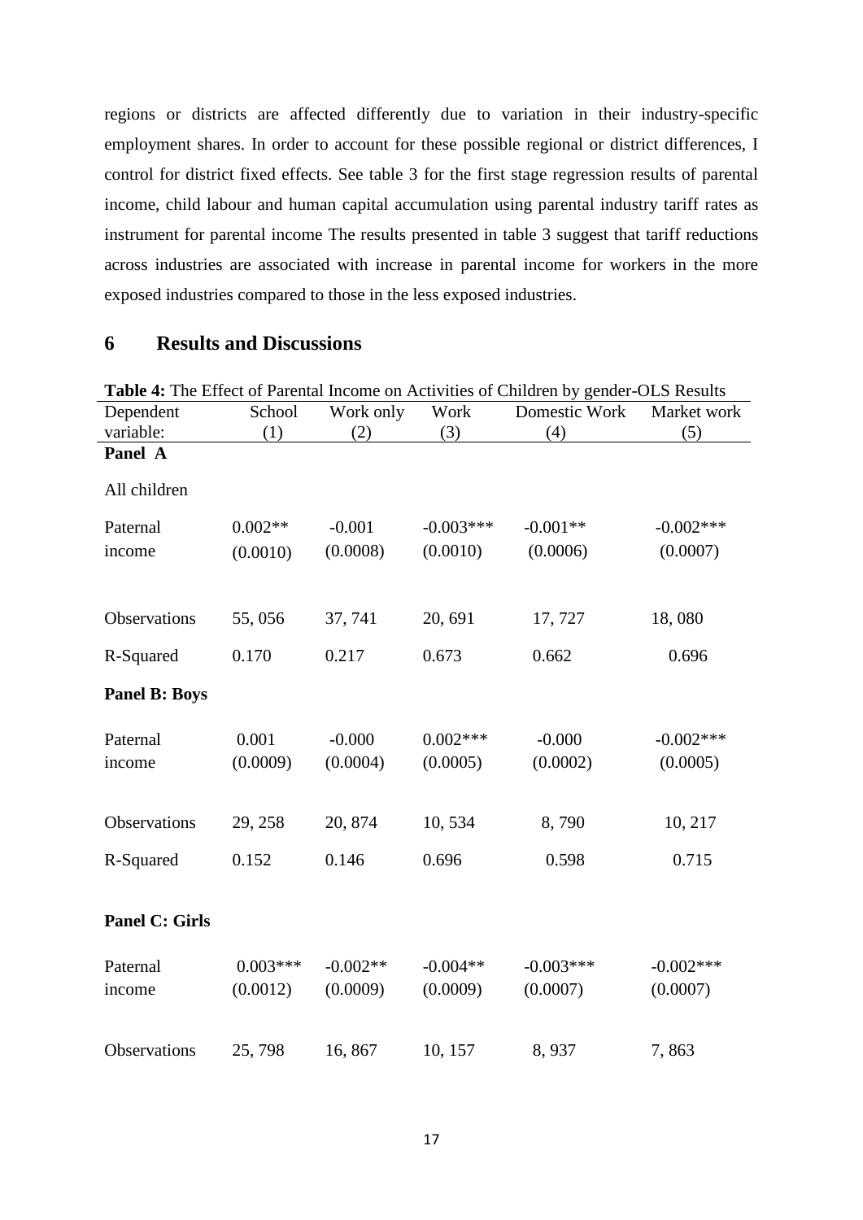regions or districts are affected differently due to variation in their industry-specific employment shares. In order to account for these possible regional or district differences, I control for district fixed effects. See table 3 for the first stage regression results of parental income, child labour and human capital accumulation using parental industry tariff rates as instrument for parental income The results presented in table 3 suggest that tariff reductions across industries are associated with increase in parental income for workers in the more exposed industries compared to those in the less exposed industries.

## 6 Results and Discussions

**Table 4:** The Effect of Parental Income on Activities of Children by gender-OLS Results

| Dependent variable: | School (1) | Work only (2) | Work (3) | Domestic Work (4) | Market work (5) |
|---|---|---|---|---|---|
| **Panel A** | | | | | |
| All children | | | | | |
| Paternal income | 0.002** | -0.001 | -0.003*** | -0.001** | -0.002*** |
| | (0.0010) | (0.0008) | (0.0010) | (0.0006) | (0.0007) |
| Observations | 55, 056 | 37, 741 | 20, 691 | 17, 727 | 18, 080 |
| R-Squared | 0.170 | 0.217 | 0.673 | 0.662 | 0.696 |
| **Panel B: Boys** | | | | | |
| Paternal income | 0.001 | -0.000 | 0.002*** | -0.000 | -0.002*** |
| | (0.0009) | (0.0004) | (0.0005) | (0.0002) | (0.0005) |
| Observations | 29, 258 | 20, 874 | 10, 534 | 8, 790 | 10, 217 |
| R-Squared | 0.152 | 0.146 | 0.696 | 0.598 | 0.715 |
| **Panel C: Girls** | | | | | |
| Paternal income | 0.003*** | -0.002** | -0.004** | -0.003*** | -0.002*** |
| | (0.0012) | (0.0009) | (0.0009) | (0.0007) | (0.0007) |
| Observations | 25, 798 | 16, 867 | 10, 157 | 8, 937 | 7, 863 |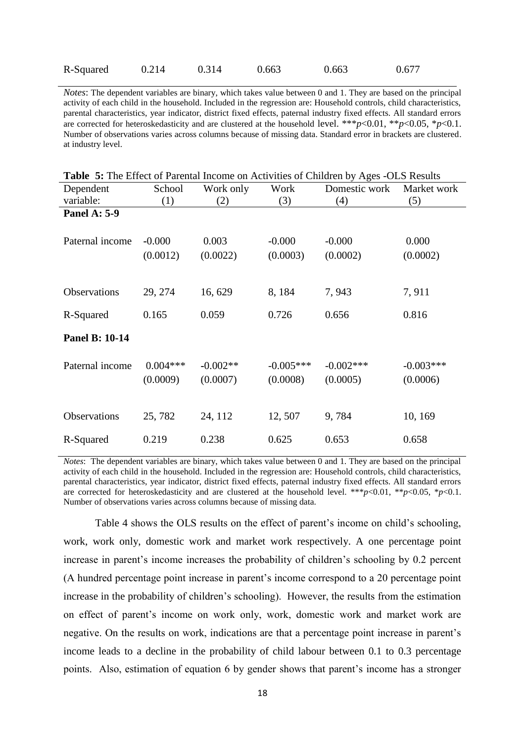| R-Squared | 0.214 | 0.314 | 0.663 | 0.663 | 0.677 |
|---|---|---|---|---|---|

*Notes*: The dependent variables are binary, which takes value between 0 and 1. They are based on the principal activity of each child in the household. Included in the regression are: Household controls, child characteristics, parental characteristics, year indicator, district fixed effects, paternal industry fixed effects. All standard errors are corrected for heteroskedasticity and are clustered at the household level. ***$p$<0.01, **$p$<0.05, *$p$<0.1. Number of observations varies across columns because of missing data. Standard error in brackets are clustered. at industry level.

**Table 5:** The Effect of Parental Income on Activities of Children by Ages -OLS Results

| Dependent variable: | School (1) | Work only (2) | Work (3) | Domestic work (4) | Market work (5) |
|---|---|---|---|---|---|
| **Panel A: 5-9** | | | | | |
| Paternal income | -0.000 | 0.003 | -0.000 | -0.000 | 0.000 |
| | (0.0012) | (0.0022) | (0.0003) | (0.0002) | (0.0002) |
| Observations | 29, 274 | 16, 629 | 8, 184 | 7, 943 | 7, 911 |
| R-Squared | 0.165 | 0.059 | 0.726 | 0.656 | 0.816 |
| **Panel B: 10-14** | | | | | |
| Paternal income | 0.004*** | -0.002** | -0.005*** | -0.002*** | -0.003*** |
| | (0.0009) | (0.0007) | (0.0008) | (0.0005) | (0.0006) |
| Observations | 25, 782 | 24, 112 | 12, 507 | 9, 784 | 10, 169 |
| R-Squared | 0.219 | 0.238 | 0.625 | 0.653 | 0.658 |

*Notes*: The dependent variables are binary, which takes value between 0 and 1. They are based on the principal activity of each child in the household. Included in the regression are: Household controls, child characteristics, parental characteristics, year indicator, district fixed effects, paternal industry fixed effects. All standard errors are corrected for heteroskedasticity and are clustered at the household level. ***$p$<0.01, **$p$<0.05, *$p$<0.1. Number of observations varies across columns because of missing data.

Table 4 shows the OLS results on the effect of parent's income on child's schooling, work, work only, domestic work and market work respectively. A one percentage point increase in parent's income increases the probability of children's schooling by 0.2 percent (A hundred percentage point increase in parent's income correspond to a 20 percentage point increase in the probability of children's schooling). However, the results from the estimation on effect of parent's income on work only, work, domestic work and market work are negative. On the results on work, indications are that a percentage point increase in parent's income leads to a decline in the probability of child labour between 0.1 to 0.3 percentage points. Also, estimation of equation 6 by gender shows that parent's income has a stronger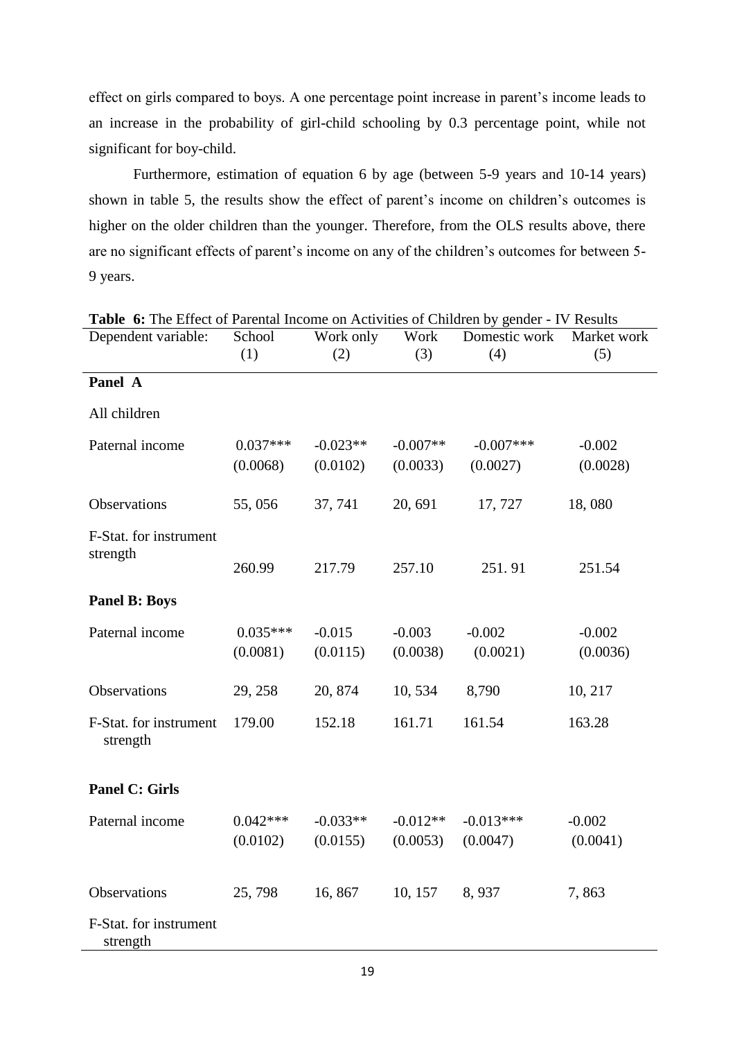effect on girls compared to boys. A one percentage point increase in parent's income leads to an increase in the probability of girl-child schooling by 0.3 percentage point, while not significant for boy-child.

Furthermore, estimation of equation 6 by age (between 5-9 years and 10-14 years) shown in table 5, the results show the effect of parent's income on children's outcomes is higher on the older children than the younger. Therefore, from the OLS results above, there are no significant effects of parent's income on any of the children's outcomes for between 5-9 years.

**Table 6:** The Effect of Parental Income on Activities of Children by gender - IV Results

| Dependent variable: | School (1) | Work only (2) | Work (3) | Domestic work (4) | Market work (5) |
|---|---|---|---|---|---|
| **Panel A** | | | | | |
| All children | | | | | |
| Paternal income | 0.037*** | -0.023** | -0.007** | -0.007*** | -0.002 |
| | (0.0068) | (0.0102) | (0.0033) | (0.0027) | (0.0028) |
| Observations | 55, 056 | 37, 741 | 20, 691 | 17, 727 | 18, 080 |
| F-Stat. for instrument strength | 260.99 | 217.79 | 257.10 | 251. 91 | 251.54 |
| **Panel B: Boys** | | | | | |
| Paternal income | 0.035*** | -0.015 | -0.003 | -0.002 | -0.002 |
| | (0.0081) | (0.0115) | (0.0038) | (0.0021) | (0.0036) |
| Observations | 29, 258 | 20, 874 | 10, 534 | 8,790 | 10, 217 |
| F-Stat. for instrument strength | 179.00 | 152.18 | 161.71 | 161.54 | 163.28 |
| **Panel C: Girls** | | | | | |
| Paternal income | 0.042*** | -0.033** | -0.012** | -0.013*** | -0.002 |
| | (0.0102) | (0.0155) | (0.0053) | (0.0047) | (0.0041) |
| Observations | 25, 798 | 16, 867 | 10, 157 | 8, 937 | 7, 863 |
| F-Stat. for instrument strength | | | | | |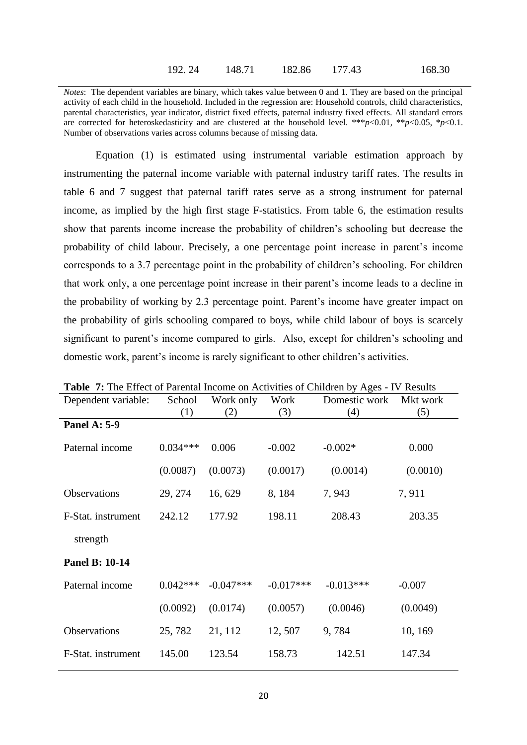| | 192. 24 | 148.71 | 182.86 | 177.43 | 168.30 |
|---|---|---|---|---|---|

*Notes*: The dependent variables are binary, which takes value between 0 and 1. They are based on the principal activity of each child in the household. Included in the regression are: Household controls, child characteristics, parental characteristics, year indicator, district fixed effects, paternal industry fixed effects. All standard errors are corrected for heteroskedasticity and are clustered at the household level. \*\*\*$p$<0.01, \*\*$p$<0.05, \*$p$<0.1. Number of observations varies across columns because of missing data.

Equation (1) is estimated using instrumental variable estimation approach by instrumenting the paternal income variable with paternal industry tariff rates. The results in table 6 and 7 suggest that paternal tariff rates serve as a strong instrument for paternal income, as implied by the high first stage F-statistics. From table 6, the estimation results show that parents income increase the probability of children's schooling but decrease the probability of child labour. Precisely, a one percentage point increase in parent's income corresponds to a 3.7 percentage point in the probability of children's schooling. For children that work only, a one percentage point increase in their parent's income leads to a decline in the probability of working by 2.3 percentage point. Parent's income have greater impact on the probability of girls schooling compared to boys, while child labour of boys is scarcely significant to parent's income compared to girls. Also, except for children's schooling and domestic work, parent's income is rarely significant to other children's activities.

**Table 7:** The Effect of Parental Income on Activities of Children by Ages - IV Results

| Dependent variable: | School (1) | Work only (2) | Work (3) | Domestic work (4) | Mkt work (5) |
|---|---|---|---|---|---|
| **Panel A: 5-9** | | | | | |
| Paternal income | 0.034*** | 0.006 | -0.002 | -0.002* | 0.000 |
| | (0.0087) | (0.0073) | (0.0017) | (0.0014) | (0.0010) |
| Observations | 29, 274 | 16, 629 | 8, 184 | 7, 943 | 7, 911 |
| F-Stat. instrument strength | 242.12 | 177.92 | 198.11 | 208.43 | 203.35 |
| **Panel B: 10-14** | | | | | |
| Paternal income | 0.042*** | -0.047*** | -0.017*** | -0.013*** | -0.007 |
| | (0.0092) | (0.0174) | (0.0057) | (0.0046) | (0.0049) |
| Observations | 25, 782 | 21, 112 | 12, 507 | 9, 784 | 10, 169 |
| F-Stat. instrument | 145.00 | 123.54 | 158.73 | 142.51 | 147.34 |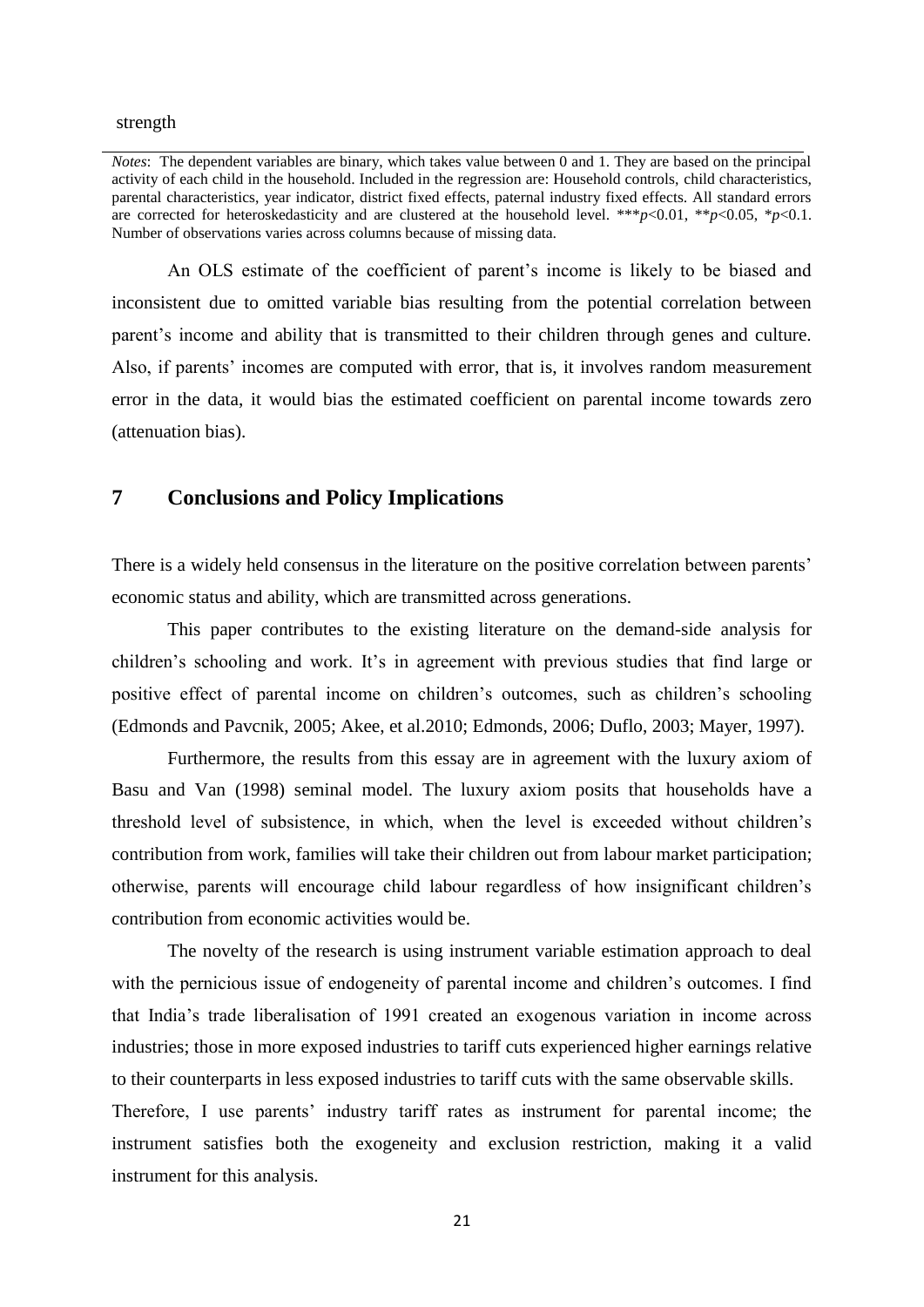strength

*Notes*: The dependent variables are binary, which takes value between 0 and 1. They are based on the principal activity of each child in the household. Included in the regression are: Household controls, child characteristics, parental characteristics, year indicator, district fixed effects, paternal industry fixed effects. All standard errors are corrected for heteroskedasticity and are clustered at the household level. \*\*\* $p<0.01$, \*\* $p<0.05$, \* $p<0.1$. Number of observations varies across columns because of missing data.

An OLS estimate of the coefficient of parent's income is likely to be biased and inconsistent due to omitted variable bias resulting from the potential correlation between parent's income and ability that is transmitted to their children through genes and culture. Also, if parents' incomes are computed with error, that is, it involves random measurement error in the data, it would bias the estimated coefficient on parental income towards zero (attenuation bias).

## 7 Conclusions and Policy Implications

There is a widely held consensus in the literature on the positive correlation between parents' economic status and ability, which are transmitted across generations.

This paper contributes to the existing literature on the demand-side analysis for children's schooling and work. It's in agreement with previous studies that find large or positive effect of parental income on children's outcomes, such as children's schooling (Edmonds and Pavcnik, 2005; Akee, et al.2010; Edmonds, 2006; Duflo, 2003; Mayer, 1997).

Furthermore, the results from this essay are in agreement with the luxury axiom of Basu and Van (1998) seminal model. The luxury axiom posits that households have a threshold level of subsistence, in which, when the level is exceeded without children's contribution from work, families will take their children out from labour market participation; otherwise, parents will encourage child labour regardless of how insignificant children's contribution from economic activities would be.

The novelty of the research is using instrument variable estimation approach to deal with the pernicious issue of endogeneity of parental income and children's outcomes. I find that India's trade liberalisation of 1991 created an exogenous variation in income across industries; those in more exposed industries to tariff cuts experienced higher earnings relative to their counterparts in less exposed industries to tariff cuts with the same observable skills. Therefore, I use parents' industry tariff rates as instrument for parental income; the instrument satisfies both the exogeneity and exclusion restriction, making it a valid instrument for this analysis.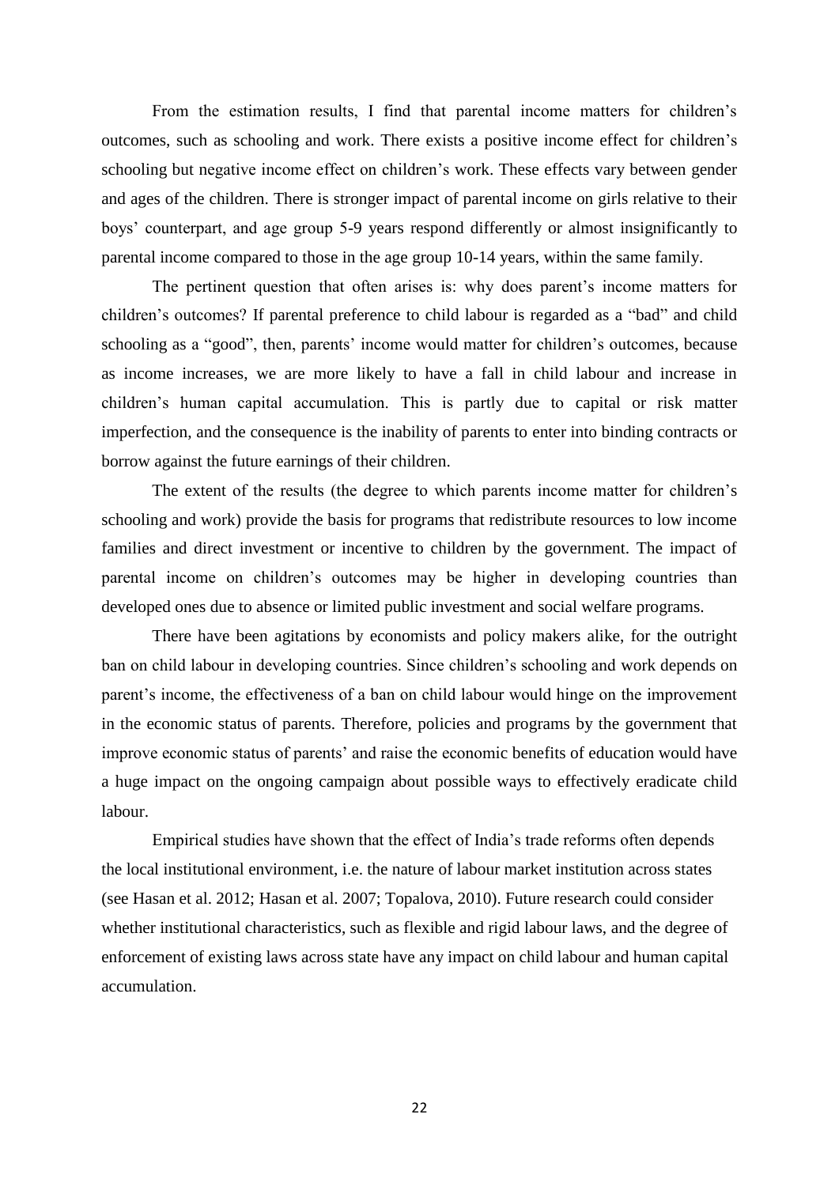From the estimation results, I find that parental income matters for children's outcomes, such as schooling and work. There exists a positive income effect for children's schooling but negative income effect on children's work. These effects vary between gender and ages of the children. There is stronger impact of parental income on girls relative to their boys' counterpart, and age group 5-9 years respond differently or almost insignificantly to parental income compared to those in the age group 10-14 years, within the same family.

The pertinent question that often arises is: why does parent's income matters for children's outcomes? If parental preference to child labour is regarded as a "bad" and child schooling as a "good", then, parents' income would matter for children's outcomes, because as income increases, we are more likely to have a fall in child labour and increase in children's human capital accumulation. This is partly due to capital or risk matter imperfection, and the consequence is the inability of parents to enter into binding contracts or borrow against the future earnings of their children.

The extent of the results (the degree to which parents income matter for children's schooling and work) provide the basis for programs that redistribute resources to low income families and direct investment or incentive to children by the government. The impact of parental income on children's outcomes may be higher in developing countries than developed ones due to absence or limited public investment and social welfare programs.

There have been agitations by economists and policy makers alike, for the outright ban on child labour in developing countries. Since children's schooling and work depends on parent's income, the effectiveness of a ban on child labour would hinge on the improvement in the economic status of parents. Therefore, policies and programs by the government that improve economic status of parents' and raise the economic benefits of education would have a huge impact on the ongoing campaign about possible ways to effectively eradicate child labour.

Empirical studies have shown that the effect of India's trade reforms often depends the local institutional environment, i.e. the nature of labour market institution across states (see Hasan et al. 2012; Hasan et al. 2007; Topalova, 2010). Future research could consider whether institutional characteristics, such as flexible and rigid labour laws, and the degree of enforcement of existing laws across state have any impact on child labour and human capital accumulation.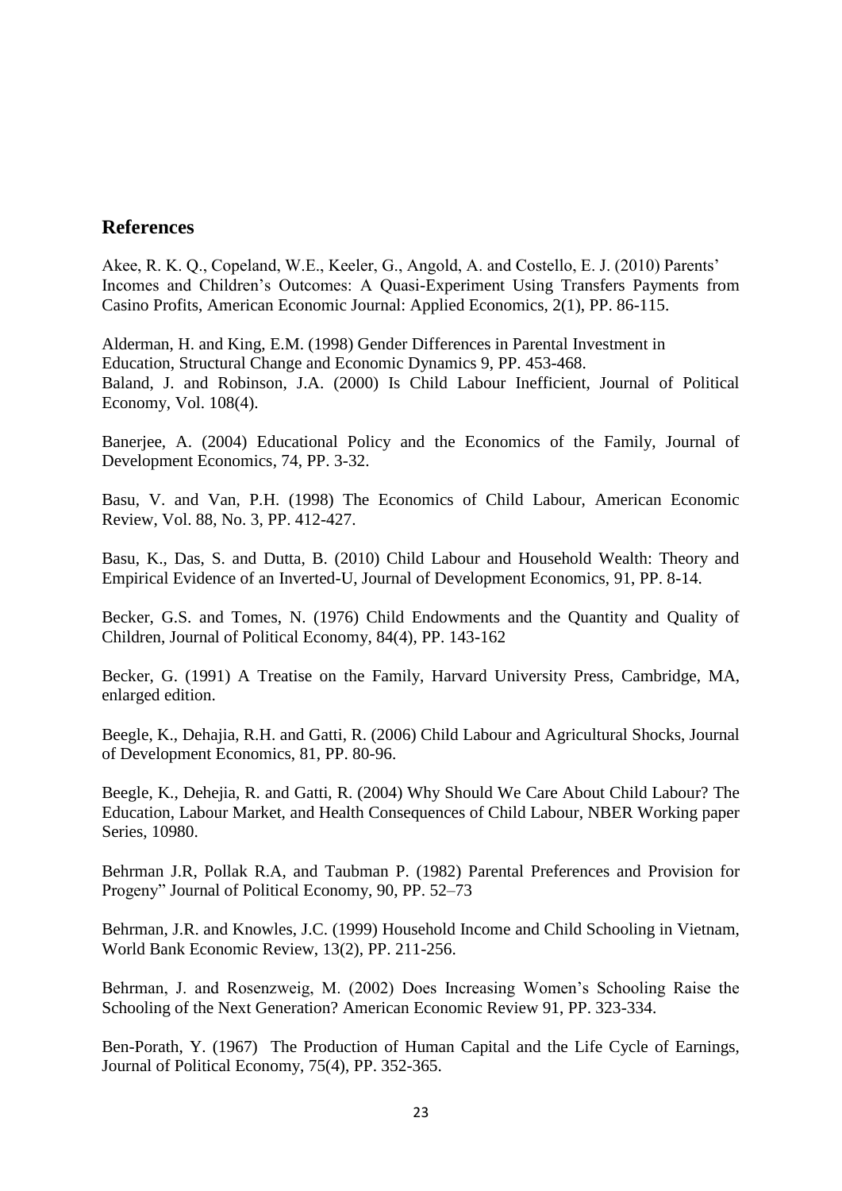## References

Akee, R. K. Q., Copeland, W.E., Keeler, G., Angold, A. and Costello, E. J. (2010) Parents' Incomes and Children's Outcomes: A Quasi-Experiment Using Transfers Payments from Casino Profits, American Economic Journal: Applied Economics, 2(1), PP. 86-115.

Alderman, H. and King, E.M. (1998) Gender Differences in Parental Investment in Education, Structural Change and Economic Dynamics 9, PP. 453-468.
Baland, J. and Robinson, J.A. (2000) Is Child Labour Inefficient, Journal of Political Economy, Vol. 108(4).

Banerjee, A. (2004) Educational Policy and the Economics of the Family, Journal of Development Economics, 74, PP. 3-32.

Basu, V. and Van, P.H. (1998) The Economics of Child Labour, American Economic Review, Vol. 88, No. 3, PP. 412-427.

Basu, K., Das, S. and Dutta, B. (2010) Child Labour and Household Wealth: Theory and Empirical Evidence of an Inverted-U, Journal of Development Economics, 91, PP. 8-14.

Becker, G.S. and Tomes, N. (1976) Child Endowments and the Quantity and Quality of Children, Journal of Political Economy, 84(4), PP. 143-162

Becker, G. (1991) A Treatise on the Family, Harvard University Press, Cambridge, MA, enlarged edition.

Beegle, K., Dehajia, R.H. and Gatti, R. (2006) Child Labour and Agricultural Shocks, Journal of Development Economics, 81, PP. 80-96.

Beegle, K., Dehejia, R. and Gatti, R. (2004) Why Should We Care About Child Labour? The Education, Labour Market, and Health Consequences of Child Labour, NBER Working paper Series, 10980.

Behrman J.R, Pollak R.A, and Taubman P. (1982) Parental Preferences and Provision for Progeny" Journal of Political Economy, 90, PP. 52–73

Behrman, J.R. and Knowles, J.C. (1999) Household Income and Child Schooling in Vietnam, World Bank Economic Review, 13(2), PP. 211-256.

Behrman, J. and Rosenzweig, M. (2002) Does Increasing Women's Schooling Raise the Schooling of the Next Generation? American Economic Review 91, PP. 323-334.

Ben-Porath, Y. (1967) The Production of Human Capital and the Life Cycle of Earnings, Journal of Political Economy, 75(4), PP. 352-365.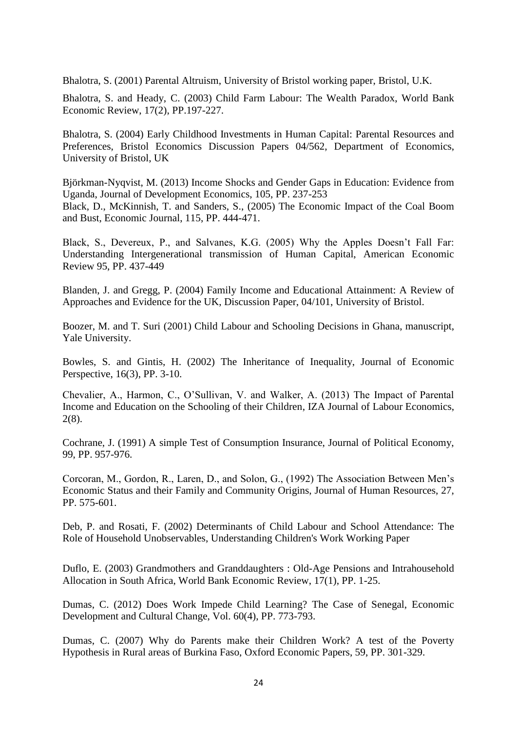Bhalotra, S. (2001) Parental Altruism, University of Bristol working paper, Bristol, U.K.

Bhalotra, S. and Heady, C. (2003) Child Farm Labour: The Wealth Paradox, World Bank Economic Review, 17(2), PP.197-227.

Bhalotra, S. (2004) Early Childhood Investments in Human Capital: Parental Resources and Preferences, Bristol Economics Discussion Papers 04/562, Department of Economics, University of Bristol, UK

Björkman-Nyqvist, M. (2013) Income Shocks and Gender Gaps in Education: Evidence from Uganda, Journal of Development Economics, 105, PP. 237-253

Black, D., McKinnish, T. and Sanders, S., (2005) The Economic Impact of the Coal Boom and Bust, Economic Journal, 115, PP. 444-471.

Black, S., Devereux, P., and Salvanes, K.G. (2005) Why the Apples Doesn't Fall Far: Understanding Intergenerational transmission of Human Capital, American Economic Review 95, PP. 437-449

Blanden, J. and Gregg, P. (2004) Family Income and Educational Attainment: A Review of Approaches and Evidence for the UK, Discussion Paper, 04/101, University of Bristol.

Boozer, M. and T. Suri (2001) Child Labour and Schooling Decisions in Ghana, manuscript, Yale University.

Bowles, S. and Gintis, H. (2002) The Inheritance of Inequality, Journal of Economic Perspective, 16(3), PP. 3-10.

Chevalier, A., Harmon, C., O'Sullivan, V. and Walker, A. (2013) The Impact of Parental Income and Education on the Schooling of their Children, IZA Journal of Labour Economics, 2(8).

Cochrane, J. (1991) A simple Test of Consumption Insurance, Journal of Political Economy, 99, PP. 957-976.

Corcoran, M., Gordon, R., Laren, D., and Solon, G., (1992) The Association Between Men's Economic Status and their Family and Community Origins, Journal of Human Resources, 27, PP. 575-601.

Deb, P. and Rosati, F. (2002) Determinants of Child Labour and School Attendance: The Role of Household Unobservables, Understanding Children's Work Working Paper

Duflo, E. (2003) Grandmothers and Granddaughters : Old-Age Pensions and Intrahousehold Allocation in South Africa, World Bank Economic Review, 17(1), PP. 1-25.

Dumas, C. (2012) Does Work Impede Child Learning? The Case of Senegal, Economic Development and Cultural Change, Vol. 60(4), PP. 773-793.

Dumas, C. (2007) Why do Parents make their Children Work? A test of the Poverty Hypothesis in Rural areas of Burkina Faso, Oxford Economic Papers, 59, PP. 301-329.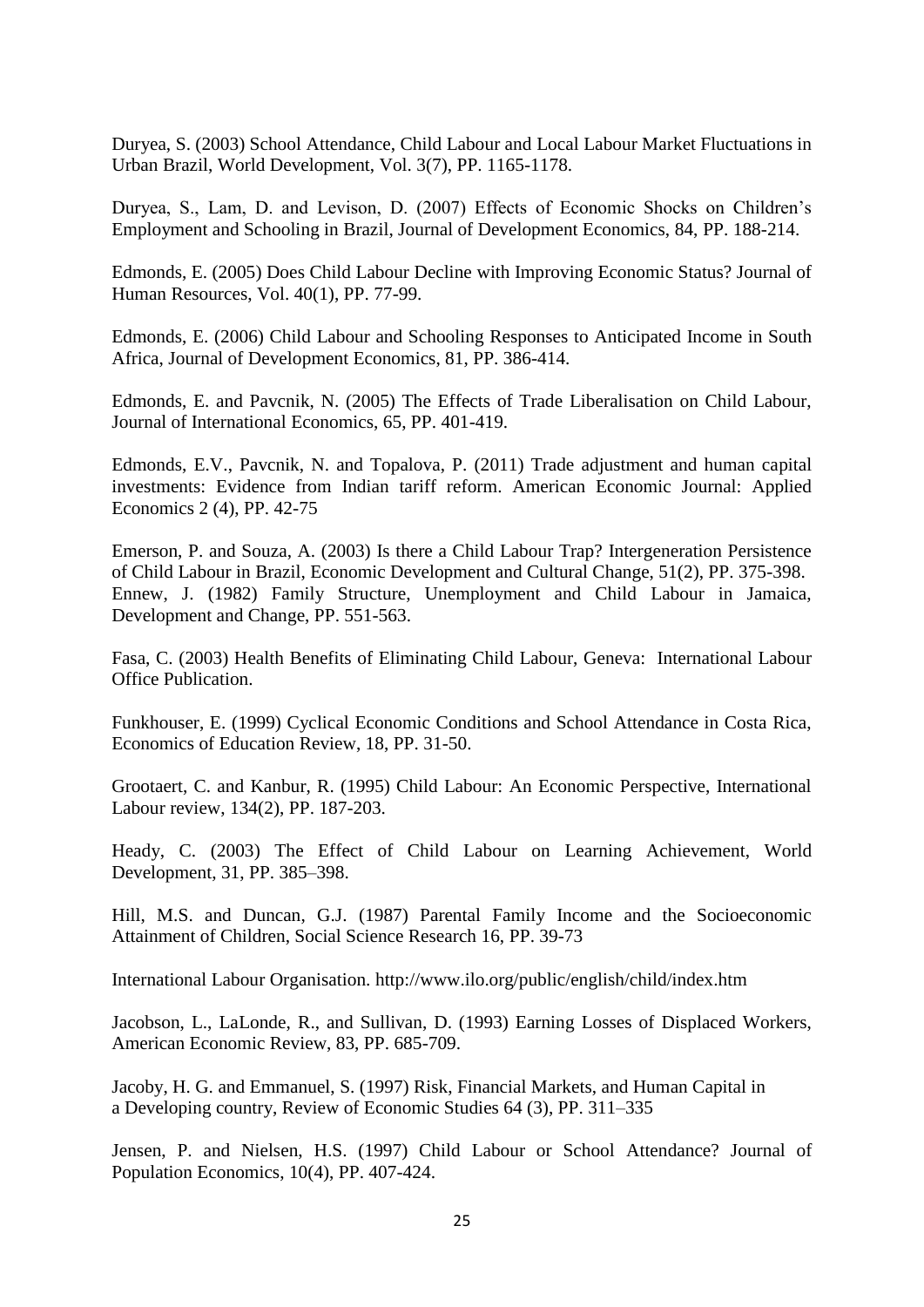Duryea, S. (2003) School Attendance, Child Labour and Local Labour Market Fluctuations in Urban Brazil, World Development, Vol. 3(7), PP. 1165-1178.

Duryea, S., Lam, D. and Levison, D. (2007) Effects of Economic Shocks on Children's Employment and Schooling in Brazil, Journal of Development Economics, 84, PP. 188-214.

Edmonds, E. (2005) Does Child Labour Decline with Improving Economic Status? Journal of Human Resources, Vol. 40(1), PP. 77-99.

Edmonds, E. (2006) Child Labour and Schooling Responses to Anticipated Income in South Africa, Journal of Development Economics, 81, PP. 386-414.

Edmonds, E. and Pavcnik, N. (2005) The Effects of Trade Liberalisation on Child Labour, Journal of International Economics, 65, PP. 401-419.

Edmonds, E.V., Pavcnik, N. and Topalova, P. (2011) Trade adjustment and human capital investments: Evidence from Indian tariff reform. American Economic Journal: Applied Economics 2 (4), PP. 42-75

Emerson, P. and Souza, A. (2003) Is there a Child Labour Trap? Intergeneration Persistence of Child Labour in Brazil, Economic Development and Cultural Change, 51(2), PP. 375-398.

Ennew, J. (1982) Family Structure, Unemployment and Child Labour in Jamaica, Development and Change, PP. 551-563.

Fasa, C. (2003) Health Benefits of Eliminating Child Labour, Geneva: International Labour Office Publication.

Funkhouser, E. (1999) Cyclical Economic Conditions and School Attendance in Costa Rica, Economics of Education Review, 18, PP. 31-50.

Grootaert, C. and Kanbur, R. (1995) Child Labour: An Economic Perspective, International Labour review, 134(2), PP. 187-203.

Heady, C. (2003) The Effect of Child Labour on Learning Achievement, World Development, 31, PP. 385–398.

Hill, M.S. and Duncan, G.J. (1987) Parental Family Income and the Socioeconomic Attainment of Children, Social Science Research 16, PP. 39-73

International Labour Organisation. http://www.ilo.org/public/english/child/index.htm

Jacobson, L., LaLonde, R., and Sullivan, D. (1993) Earning Losses of Displaced Workers, American Economic Review, 83, PP. 685-709.

Jacoby, H. G. and Emmanuel, S. (1997) Risk, Financial Markets, and Human Capital in a Developing country, Review of Economic Studies 64 (3), PP. 311–335

Jensen, P. and Nielsen, H.S. (1997) Child Labour or School Attendance? Journal of Population Economics, 10(4), PP. 407-424.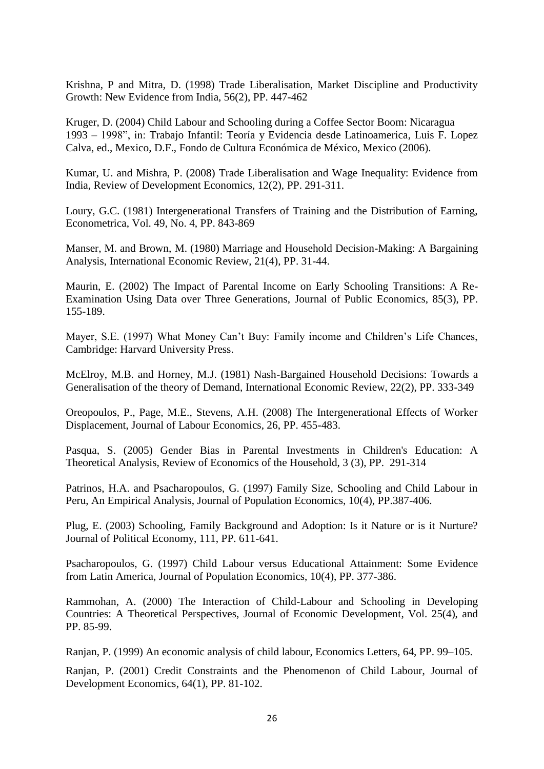Krishna, P and Mitra, D. (1998) Trade Liberalisation, Market Discipline and Productivity Growth: New Evidence from India, 56(2), PP. 447-462

Kruger, D. (2004) Child Labour and Schooling during a Coffee Sector Boom: Nicaragua 1993 – 1998", in: Trabajo Infantil: Teoría y Evidencia desde Latinoamerica, Luis F. Lopez Calva, ed., Mexico, D.F., Fondo de Cultura Económica de México, Mexico (2006).

Kumar, U. and Mishra, P. (2008) Trade Liberalisation and Wage Inequality: Evidence from India, Review of Development Economics, 12(2), PP. 291-311.

Loury, G.C. (1981) Intergenerational Transfers of Training and the Distribution of Earning, Econometrica, Vol. 49, No. 4, PP. 843-869

Manser, M. and Brown, M. (1980) Marriage and Household Decision-Making: A Bargaining Analysis, International Economic Review, 21(4), PP. 31-44.

Maurin, E. (2002) The Impact of Parental Income on Early Schooling Transitions: A Re-Examination Using Data over Three Generations, Journal of Public Economics, 85(3), PP. 155-189.

Mayer, S.E. (1997) What Money Can't Buy: Family income and Children's Life Chances, Cambridge: Harvard University Press.

McElroy, M.B. and Horney, M.J. (1981) Nash-Bargained Household Decisions: Towards a Generalisation of the theory of Demand, International Economic Review, 22(2), PP. 333-349

Oreopoulos, P., Page, M.E., Stevens, A.H. (2008) The Intergenerational Effects of Worker Displacement, Journal of Labour Economics, 26, PP. 455-483.

Pasqua, S. (2005) Gender Bias in Parental Investments in Children's Education: A Theoretical Analysis, Review of Economics of the Household, 3 (3), PP. 291-314

Patrinos, H.A. and Psacharopoulos, G. (1997) Family Size, Schooling and Child Labour in Peru, An Empirical Analysis, Journal of Population Economics, 10(4), PP.387-406.

Plug, E. (2003) Schooling, Family Background and Adoption: Is it Nature or is it Nurture? Journal of Political Economy, 111, PP. 611-641.

Psacharopoulos, G. (1997) Child Labour versus Educational Attainment: Some Evidence from Latin America, Journal of Population Economics, 10(4), PP. 377-386.

Rammohan, A. (2000) The Interaction of Child-Labour and Schooling in Developing Countries: A Theoretical Perspectives, Journal of Economic Development, Vol. 25(4), and PP. 85-99.

Ranjan, P. (1999) An economic analysis of child labour, Economics Letters, 64, PP. 99–105.

Ranjan, P. (2001) Credit Constraints and the Phenomenon of Child Labour, Journal of Development Economics, 64(1), PP. 81-102.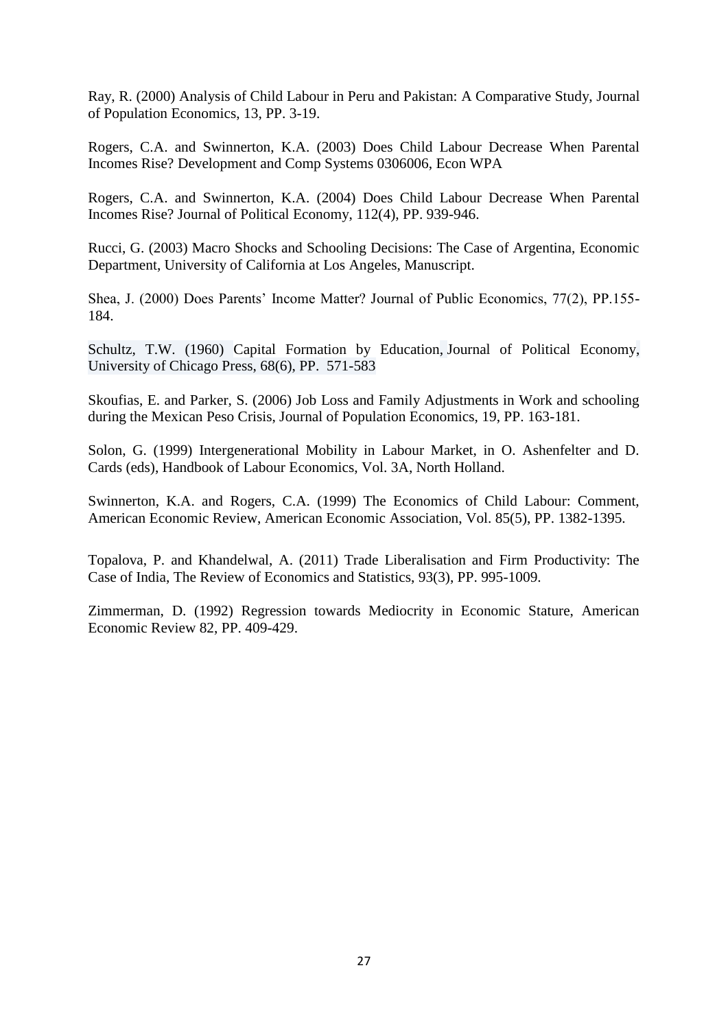Ray, R. (2000) Analysis of Child Labour in Peru and Pakistan: A Comparative Study, Journal of Population Economics, 13, PP. 3-19.

Rogers, C.A. and Swinnerton, K.A. (2003) Does Child Labour Decrease When Parental Incomes Rise? Development and Comp Systems 0306006, Econ WPA

Rogers, C.A. and Swinnerton, K.A. (2004) Does Child Labour Decrease When Parental Incomes Rise? Journal of Political Economy, 112(4), PP. 939-946.

Rucci, G. (2003) Macro Shocks and Schooling Decisions: The Case of Argentina, Economic Department, University of California at Los Angeles, Manuscript.

Shea, J. (2000) Does Parents' Income Matter? Journal of Public Economics, 77(2), PP.155-184.

Schultz, T.W. (1960) Capital Formation by Education, Journal of Political Economy, University of Chicago Press, 68(6), PP. 571-583

Skoufias, E. and Parker, S. (2006) Job Loss and Family Adjustments in Work and schooling during the Mexican Peso Crisis, Journal of Population Economics, 19, PP. 163-181.

Solon, G. (1999) Intergenerational Mobility in Labour Market, in O. Ashenfelter and D. Cards (eds), Handbook of Labour Economics, Vol. 3A, North Holland.

Swinnerton, K.A. and Rogers, C.A. (1999) The Economics of Child Labour: Comment, American Economic Review, American Economic Association, Vol. 85(5), PP. 1382-1395.

Topalova, P. and Khandelwal, A. (2011) Trade Liberalisation and Firm Productivity: The Case of India, The Review of Economics and Statistics, 93(3), PP. 995-1009.

Zimmerman, D. (1992) Regression towards Mediocrity in Economic Stature, American Economic Review 82, PP. 409-429.